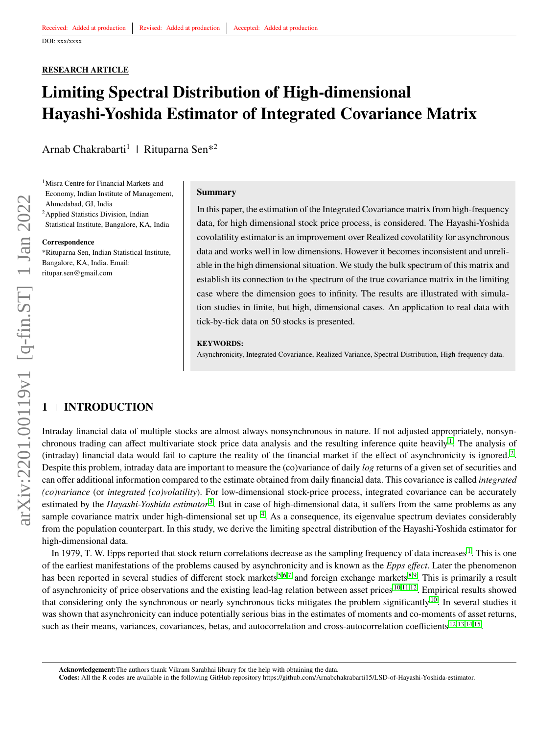Received: Added at production | Revised: Added at production | Accepted: Added at production

DOI: xxx/xxxx

**RESEARCH ARTICLE**

# Limiting Spectral Distribution of High-dimensional Hayashi-Yoshida Estimator of Integrated Covariance Matrix

Arnab Chakrabarti[1] | Rituparna Sen*[2]

[1]Misra Centre for Financial Markets and Economy, Indian Institute of Management, Ahmedabad, GJ, India

[2]Applied Statistics Division, Indian Statistical Institute, Bangalore, KA, India

**Correspondence**

*Rituparna Sen, Indian Statistical Institute, Bangalore, KA, India. Email: ritupar.sen@gmail.com

## Summary

In this paper, the estimation of the Integrated Covariance matrix from high-frequency data, for high dimensional stock price process, is considered. The Hayashi-Yoshida covolatility estimator is an improvement over Realized covolatility for asynchronous data and works well in low dimensions. However it becomes inconsistent and unreliable in the high dimensional situation. We study the bulk spectrum of this matrix and establish its connection to the spectrum of the true covariance matrix in the limiting case where the dimension goes to infinity. The results are illustrated with simulation studies in finite, but high, dimensional cases. An application to real data with tick-by-tick data on 50 stocks is presented.

**KEYWORDS:**

Asynchronicity, Integrated Covariance, Realized Variance, Spectral Distribution, High-frequency data.

## 1 | INTRODUCTION

Intraday financial data of multiple stocks are almost always nonsynchronous in nature. If not adjusted appropriately, nonsynchronous trading can affect multivariate stock price data analysis and the resulting inference quite heavily[1]. The analysis of (intraday) financial data would fail to capture the reality of the financial market if the effect of asynchronicity is ignored.[2]. Despite this problem, intraday data are important to measure the (co)variance of daily *log* returns of a given set of securities and can offer additional information compared to the estimate obtained from daily financial data. This covariance is called *integrated (co)variance* (or *integrated (co)volatility*). For low-dimensional stock-price process, integrated covariance can be accurately estimated by the *Hayashi-Yoshida estimator*[3]. But in case of high-dimensional data, it suffers from the same problems as any sample covariance matrix under high-dimensional set up [4]. As a consequence, its eigenvalue spectrum deviates considerably from the population counterpart. In this study, we derive the limiting spectral distribution of the Hayashi-Yoshida estimator for high-dimensional data.

In 1979, T. W. Epps reported that stock return correlations decrease as the sampling frequency of data increases[1]. This is one of the earliest manifestations of the problems caused by asynchronicity and is known as the *Epps effect*. Later the phenomenon has been reported in several studies of different stock markets[5,6,7] and foreign exchange markets[8,9]. This is primarily a result of asynchronicity of price observations and the existing lead-lag relation between asset prices[10,11,12]. Empirical results showed that considering only the synchronous or nearly synchronous ticks mitigates the problem significantly[10]. In several studies it was shown that asynchronicity can induce potentially serious bias in the estimates of moments and co-moments of asset returns, such as their means, variances, covariances, betas, and autocorrelation and cross-autocorrelation coefficients[12,13,14,15].

**Acknowledgement:** The authors thank Vikram Sarabhai library for the help with obtaining the data.
**Codes:** All the R codes are available in the following GitHub repository https://github.com/Arnabchakrabarti15/LSD-of-Hayashi-Yoshida-estimator.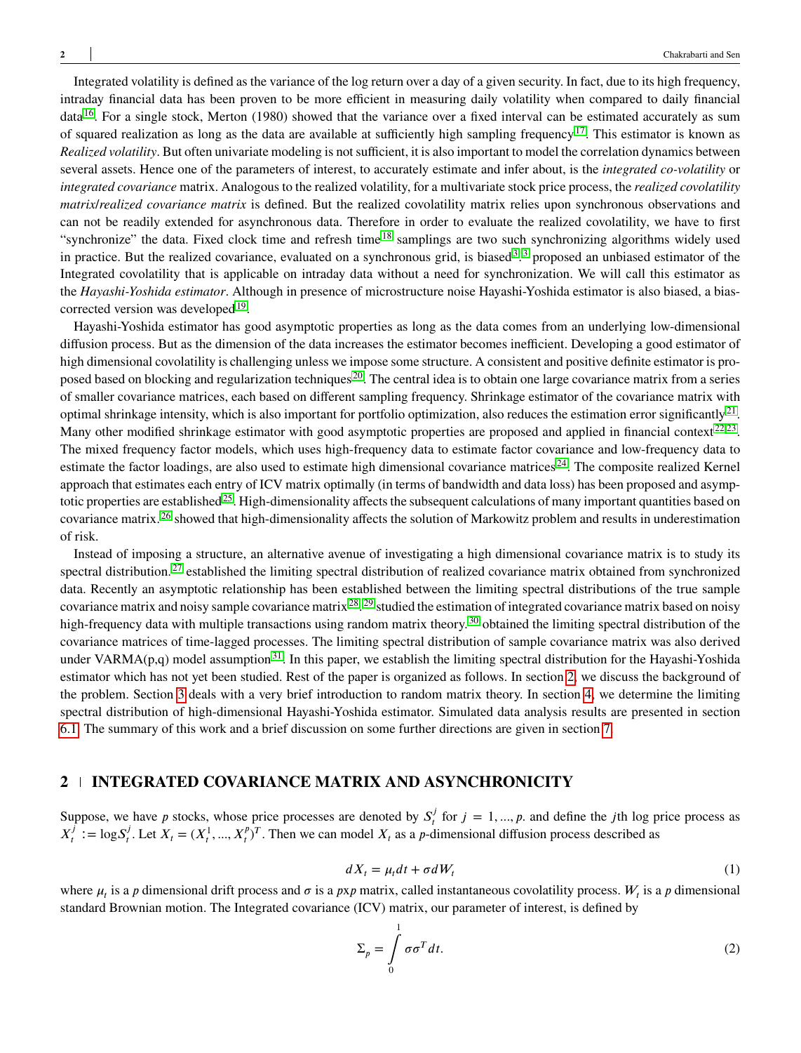Integrated volatility is defined as the variance of the log return over a day of a given security. In fact, due to its high frequency, intraday financial data has been proven to be more efficient in measuring daily volatility when compared to daily financial data[16]. For a single stock, Merton (1980) showed that the variance over a fixed interval can be estimated accurately as sum of squared realization as long as the data are available at sufficiently high sampling frequency[17]. This estimator is known as *Realized volatility*. But often univariate modeling is not sufficient, it is also important to model the correlation dynamics between several assets. Hence one of the parameters of interest, to accurately estimate and infer about, is the *integrated co-volatility* or *integrated covariance* matrix. Analogous to the realized volatility, for a multivariate stock price process, the *realized covolatility matrix/realized covariance matrix* is defined. But the realized covolatility matrix relies upon synchronous observations and can not be readily extended for asynchronous data. Therefore in order to evaluate the realized covolatility, we have to first "synchronize" the data. Fixed clock time and refresh time[18] samplings are two such synchronizing algorithms widely used in practice. But the realized covariance, evaluated on a synchronous grid, is biased[3].[3] proposed an unbiased estimator of the Integrated covolatility that is applicable on intraday data without a need for synchronization. We will call this estimator as the *Hayashi-Yoshida estimator*. Although in presence of microstructure noise Hayashi-Yoshida estimator is also biased, a bias-corrected version was developed[19].

Hayashi-Yoshida estimator has good asymptotic properties as long as the data comes from an underlying low-dimensional diffusion process. But as the dimension of the data increases the estimator becomes inefficient. Developing a good estimator of high dimensional covolatility is challenging unless we impose some structure. A consistent and positive definite estimator is proposed based on blocking and regularization techniques[20]. The central idea is to obtain one large covariance matrix from a series of smaller covariance matrices, each based on different sampling frequency. Shrinkage estimator of the covariance matrix with optimal shrinkage intensity, which is also important for portfolio optimization, also reduces the estimation error significantly[21]. Many other modified shrinkage estimator with good asymptotic properties are proposed and applied in financial context[22][23]. The mixed frequency factor models, which uses high-frequency data to estimate factor covariance and low-frequency data to estimate the factor loadings, are also used to estimate high dimensional covariance matrices[24]. The composite realized Kernel approach that estimates each entry of ICV matrix optimally (in terms of bandwidth and data loss) has been proposed and asymptotic properties are established[25]. High-dimensionality affects the subsequent calculations of many important quantities based on covariance matrix.[26] showed that high-dimensionality affects the solution of Markowitz problem and results in underestimation of risk.

Instead of imposing a structure, an alternative avenue of investigating a high dimensional covariance matrix is to study its spectral distribution.[27] established the limiting spectral distribution of realized covariance matrix obtained from synchronized data. Recently an asymptotic relationship has been established between the limiting spectral distributions of the true sample covariance matrix and noisy sample covariance matrix[28].[29] studied the estimation of integrated covariance matrix based on noisy high-frequency data with multiple transactions using random matrix theory.[30] obtained the limiting spectral distribution of the covariance matrices of time-lagged processes. The limiting spectral distribution of sample covariance matrix was also derived under VARMA(p,q) model assumption[31]. In this paper, we establish the limiting spectral distribution for the Hayashi-Yoshida estimator which has not yet been studied. Rest of the paper is organized as follows. In section 2, we discuss the background of the problem. Section 3 deals with a very brief introduction to random matrix theory. In section 4, we determine the limiting spectral distribution of high-dimensional Hayashi-Yoshida estimator. Simulated data analysis results are presented in section 6.1. The summary of this work and a brief discussion on some further directions are given in section 7.

## 2 | INTEGRATED COVARIANCE MATRIX AND ASYNCHRONICITY

Suppose, we have $p$ stocks, whose price processes are denoted by $S_t^j$ for $j = 1, ..., p$. and define the $j$th log price process as $X_t^j := \log S_t^j$. Let $X_t = (X_t^1, ..., X_t^p)^T$. Then we can model $X_t$ as a $p$-dimensional diffusion process described as

$$dX_t = \mu_t dt + \sigma dW_t \tag{1}$$

where $\mu_t$ is a $p$ dimensional drift process and $\sigma$ is a $p$x$p$ matrix, called instantaneous covolatility process. $W_t$ is a $p$ dimensional standard Brownian motion. The Integrated covariance (ICV) matrix, our parameter of interest, is defined by

$$\Sigma_p = \int_0^1 \sigma\sigma^T dt. \tag{2}$$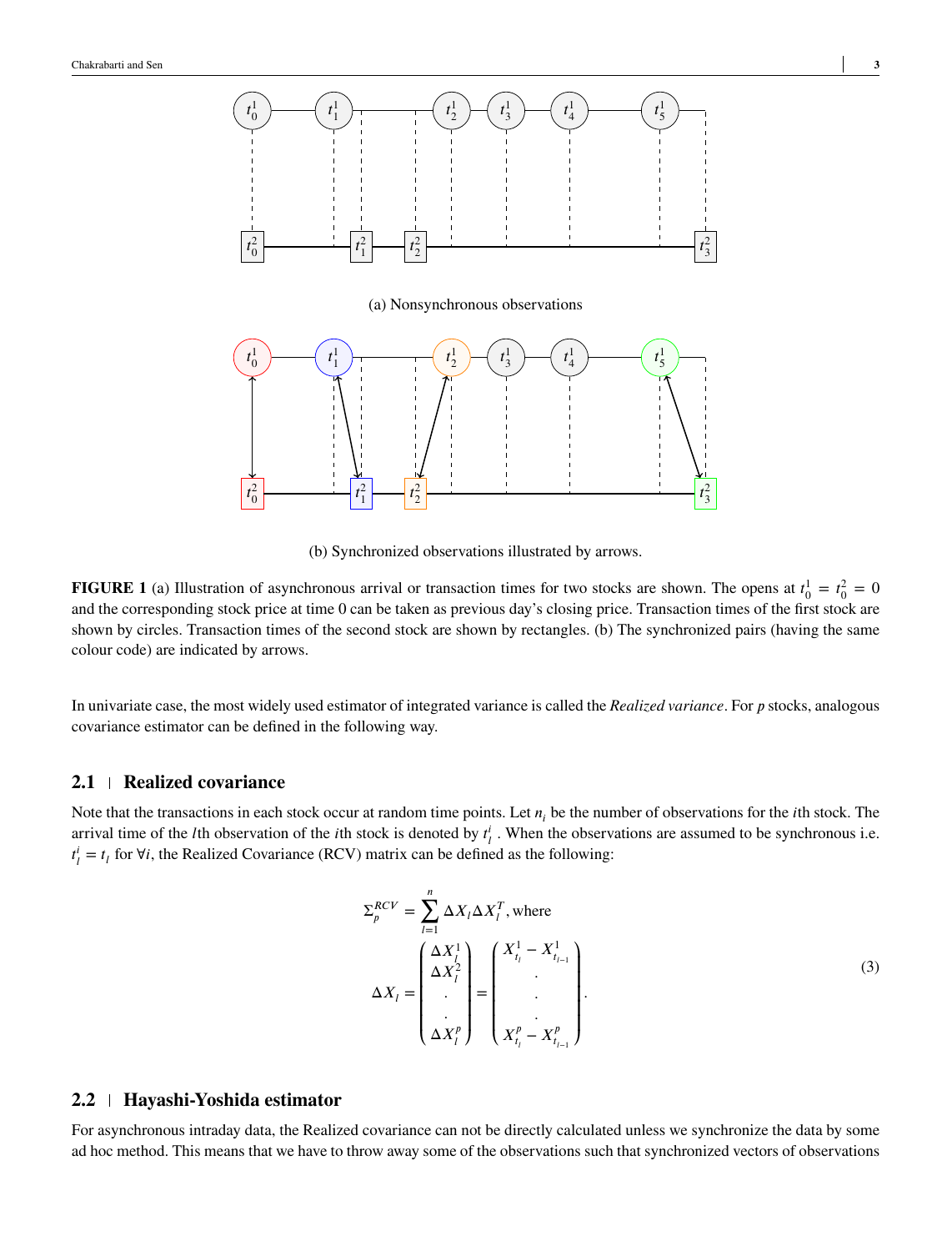(a) Nonsynchronous observations

(b) Synchronized observations illustrated by arrows.

**FIGURE 1** (a) Illustration of asynchronous arrival or transaction times for two stocks are shown. The opens at $t_0^1 = t_0^2 = 0$ and the corresponding stock price at time 0 can be taken as previous day's closing price. Transaction times of the first stock are shown by circles. Transaction times of the second stock are shown by rectangles. (b) The synchronized pairs (having the same colour code) are indicated by arrows.

In univariate case, the most widely used estimator of integrated variance is called the *Realized variance*. For $p$ stocks, analogous covariance estimator can be defined in the following way.

## 2.1 | Realized covariance

Note that the transactions in each stock occur at random time points. Let $n_i$ be the number of observations for the $i$th stock. The arrival time of the $l$th observation of the $i$th stock is denoted by $t_l^i$. When the observations are assumed to be synchronous i.e. $t_l^i = t_l$ for $\forall i$, the Realized Covariance (RCV) matrix can be defined as the following:

$$\Sigma_p^{RCV} = \sum_{l=1}^{n} \Delta X_l \Delta X_l^T, \text{where}$$
$$\Delta X_l = \begin{pmatrix} \Delta X_l^1 \\ \Delta X_l^2 \\ . \\ . \\ \Delta X_l^p \end{pmatrix} = \begin{pmatrix} X_{t_l}^1 - X_{t_{l-1}}^1 \\ . \\ . \\ . \\ X_{t_l}^p - X_{t_{l-1}}^p \end{pmatrix}. \tag{3}$$

## 2.2 | Hayashi-Yoshida estimator

For asynchronous intraday data, the Realized covariance can not be directly calculated unless we synchronize the data by some ad hoc method. This means that we have to throw away some of the observations such that synchronized vectors of observations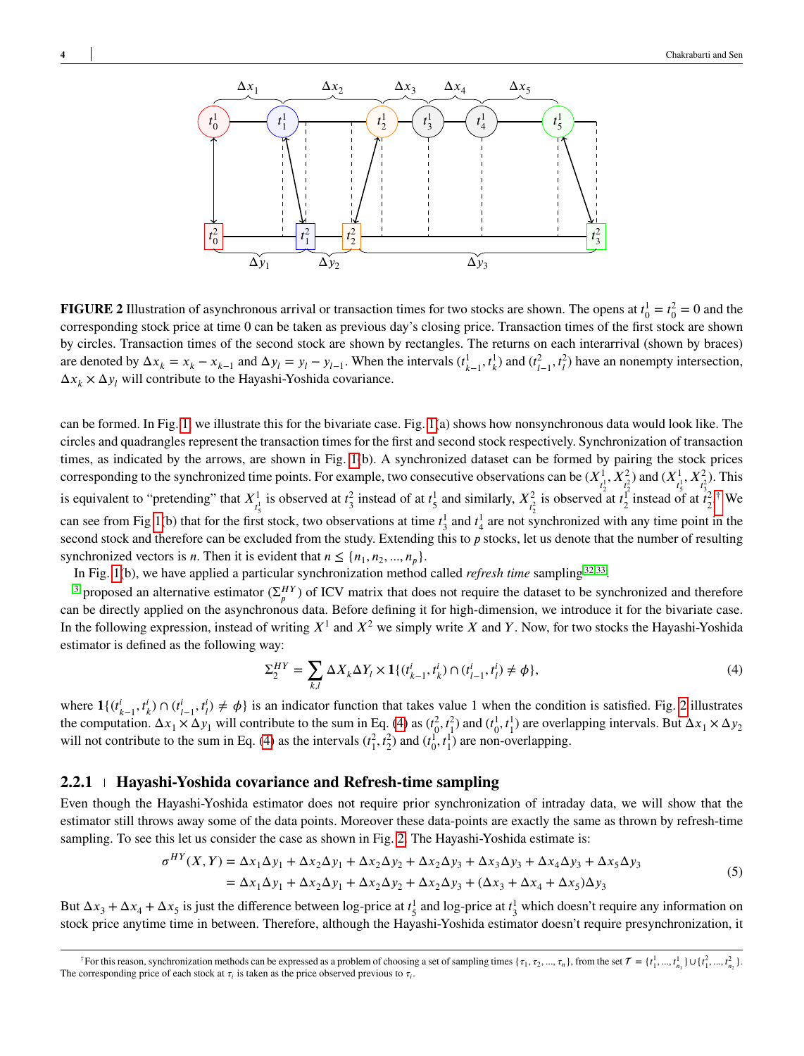**FIGURE 2** Illustration of asynchronous arrival or transaction times for two stocks are shown. The opens at $t_0^1 = t_0^2 = 0$ and the corresponding stock price at time 0 can be taken as previous day's closing price. Transaction times of the first stock are shown by circles. Transaction times of the second stock are shown by rectangles. The returns on each interarrival (shown by braces) are denoted by $\Delta x_k = x_k - x_{k-1}$ and $\Delta y_l = y_l - y_{l-1}$. When the intervals $(t_{k-1}^1, t_k^1)$ and $(t_{l-1}^2, t_l^2)$ have an nonempty intersection, $\Delta x_k \times \Delta y_l$ will contribute to the Hayashi-Yoshida covariance.

can be formed. In Fig. 1, we illustrate this for the bivariate case. Fig. 1(a) shows how nonsynchronous data would look like. The circles and quadrangles represent the transaction times for the first and second stock respectively. Synchronization of transaction times, as indicated by the arrows, are shown in Fig. 1(b). A synchronized dataset can be formed by pairing the stock prices corresponding to the synchronized time points. For example, two consecutive observations can be $(X^1_{t^1_2}, X^2_{t^2_2})$ and $(X^1_{t^1_5}, X^2_{t^2_3})$. This is equivalent to "pretending" that $X^1_{t^1_5}$ is observed at $t^2_3$ instead of at $t^1_5$ and similarly, $X^2_{t^2_2}$ is observed at $t^1_2$ instead of at $t^2_2$.[†] We can see from Fig 1(b) that for the first stock, two observations at time $t^1_3$ and $t^1_4$ are not synchronized with any time point in the second stock and therefore can be excluded from the study. Extending this to $p$ stocks, let us denote that the number of resulting synchronized vectors is $n$. Then it is evident that $n \leq \{n_1, n_2, ..., n_p\}$.

In Fig. 1(b), we have applied a particular synchronization method called *refresh time* sampling[32,33].

[3] proposed an alternative estimator ($\Sigma_p^{HY}$) of ICV matrix that does not require the dataset to be synchronized and therefore can be directly applied on the asynchronous data. Before defining it for high-dimension, we introduce it for the bivariate case. In the following expression, instead of writing $X^1$ and $X^2$ we simply write $X$ and $Y$. Now, for two stocks the Hayashi-Yoshida estimator is defined as the following way:

$$\Sigma_2^{HY} = \sum_{k,l} \Delta X_k \Delta Y_l \times \mathbf{1}\{(t_{k-1}^i, t_k^i) \cap (t_{l-1}^i, t_l^i) \neq \phi\}, \tag{4}$$

where $\mathbf{1}\{(t_{k-1}^i, t_k^i) \cap (t_{l-1}^i, t_l^i) \neq \phi\}$ is an indicator function that takes value 1 when the condition is satisfied. Fig. 2 illustrates the computation. $\Delta x_1 \times \Delta y_1$ will contribute to the sum in Eq. (4) as $(t_0^2, t_1^2)$ and $(t_0^1, t_1^1)$ are overlapping intervals. But $\Delta x_1 \times \Delta y_2$ will not contribute to the sum in Eq. (4) as the intervals $(t_1^2, t_2^2)$ and $(t_0^1, t_1^1)$ are non-overlapping.

### 2.2.1 | Hayashi-Yoshida covariance and Refresh-time sampling

Even though the Hayashi-Yoshida estimator does not require prior synchronization of intraday data, we will show that the estimator still throws away some of the data points. Moreover these data-points are exactly the same as thrown by refresh-time sampling. To see this let us consider the case as shown in Fig. 2. The Hayashi-Yoshida estimate is:

$$\begin{aligned}
\sigma^{HY}(X,Y) &= \Delta x_1 \Delta y_1 + \Delta x_2 \Delta y_1 + \Delta x_2 \Delta y_2 + \Delta x_2 \Delta y_3 + \Delta x_3 \Delta y_3 + \Delta x_4 \Delta y_3 + \Delta x_5 \Delta y_3 \\
&= \Delta x_1 \Delta y_1 + \Delta x_2 \Delta y_1 + \Delta x_2 \Delta y_2 + \Delta x_2 \Delta y_3 + (\Delta x_3 + \Delta x_4 + \Delta x_5) \Delta y_3
\end{aligned} \tag{5}$$

But $\Delta x_3 + \Delta x_4 + \Delta x_5$ is just the difference between log-price at $t_5^1$ and log-price at $t_3^1$ which doesn't require any information on stock price anytime time in between. Therefore, although the Hayashi-Yoshida estimator doesn't require presynchronization, it

[†]For this reason, synchronization methods can be expressed as a problem of choosing a set of sampling times $\{\tau_1, \tau_2, ..., \tau_n\}$, from the set $\mathcal{T} = \{t_1^1, ..., t_{n_1}^1\} \cup \{t_1^2, ..., t_{n_2}^2\}$. The corresponding price of each stock at $\tau_i$ is taken as the price observed previous to $\tau_i$.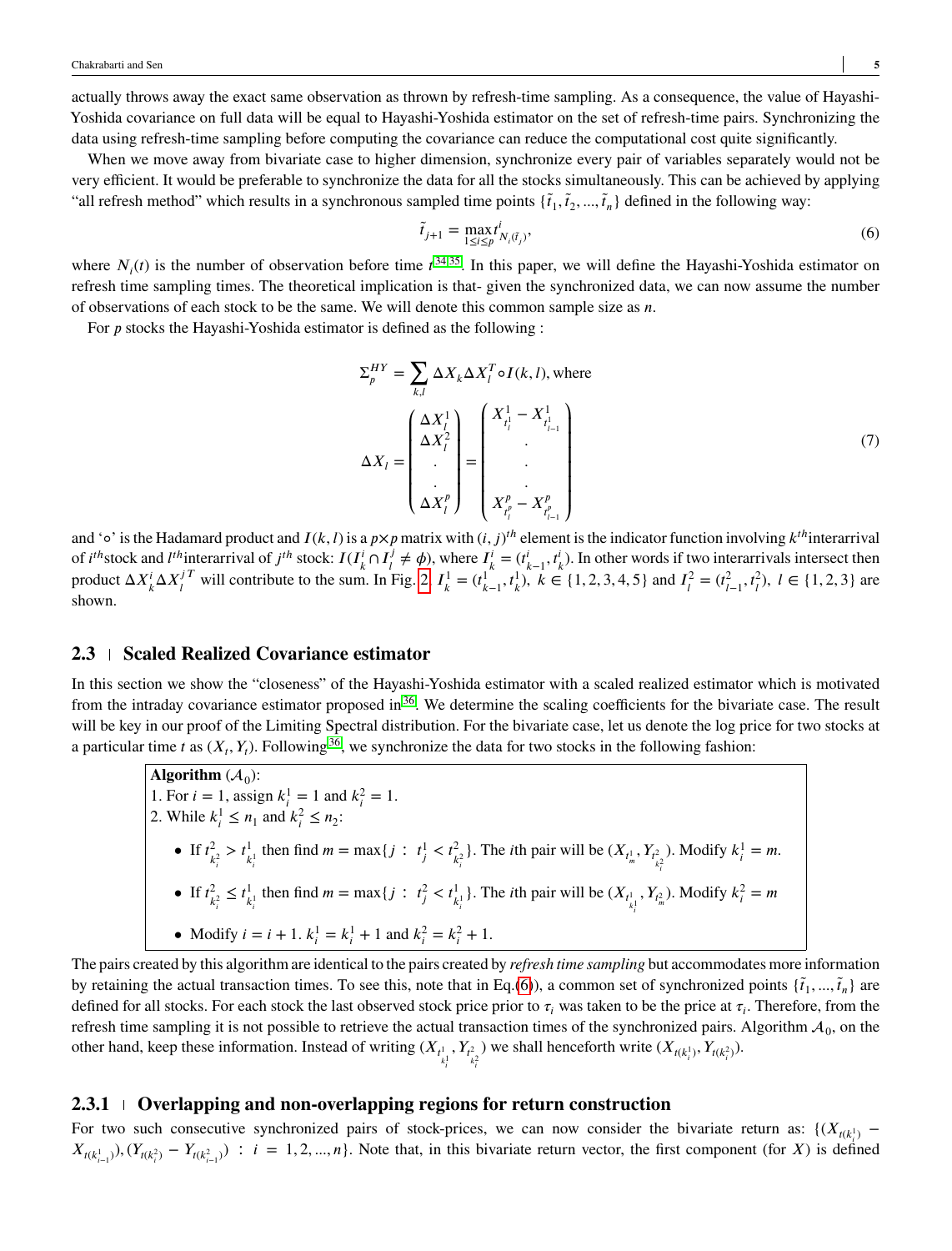actually throws away the exact same observation as thrown by refresh-time sampling. As a consequence, the value of Hayashi-Yoshida covariance on full data will be equal to Hayashi-Yoshida estimator on the set of refresh-time pairs. Synchronizing the data using refresh-time sampling before computing the covariance can reduce the computational cost quite significantly.

When we move away from bivariate case to higher dimension, synchronize every pair of variables separately would not be very efficient. It would be preferable to synchronize the data for all the stocks simultaneously. This can be achieved by applying "all refresh method" which results in a synchronous sampled time points $\{\tilde{t}_1, \tilde{t}_2, ..., \tilde{t}_n\}$ defined in the following way:

$$\tilde{t}_{j+1} = \max_{1 \le i \le p} t^i_{N_i(\tilde{t}_j)}, \tag{6}$$

where $N_i(t)$ is the number of observation before time $t$[34,35]. In this paper, we will define the Hayashi-Yoshida estimator on refresh time sampling times. The theoretical implication is that- given the synchronized data, we can now assume the number of observations of each stock to be the same. We will denote this common sample size as $n$.

For $p$ stocks the Hayashi-Yoshida estimator is defined as the following :

$$\Sigma^{HY}_p = \sum_{k,l} \Delta X_k \Delta X_l^T \circ I(k,l), \text{ where}$$

$$\Delta X_l = \begin{pmatrix} \Delta X^1_l \\ \Delta X^2_l \\ . \\ . \\ \Delta X^p_l \end{pmatrix} = \begin{pmatrix} X^1_{t^1_l} - X^1_{t^1_{l-1}} \\ . \\ . \\ . \\ X^p_{t^p_l} - X^p_{t^p_{l-1}} \end{pmatrix} \tag{7}$$

and '$\circ$' is the Hadamard product and $I(k,l)$ is a $p \times p$ matrix with $(i,j)^{th}$ element is the indicator function involving $k^{th}$interarrival of $i^{th}$stock and $l^{th}$interarrival of $j^{th}$ stock: $I(I^i_k \cap I^j_l \ne \phi)$, where $I^i_k = (t^i_{k-1}, t^i_k)$. In other words if two interarrivals intersect then product $\Delta X^i_k \Delta X^{j\,T}_l$ will contribute to the sum. In Fig. 2, $I^1_k = (t^1_{k-1}, t^1_k)$, $k \in \{1,2,3,4,5\}$ and $I^2_l = (t^2_{l-1}, t^2_l)$, $l \in \{1,2,3\}$ are shown.

### 2.3 | Scaled Realized Covariance estimator

In this section we show the "closeness" of the Hayashi-Yoshida estimator with a scaled realized estimator which is motivated from the intraday covariance estimator proposed in[36]. We determine the scaling coefficients for the bivariate case. The result will be key in our proof of the Limiting Spectral distribution. For the bivariate case, let us denote the log price for two stocks at a particular time $t$ as $(X_t, Y_t)$. Following[36], we synchronize the data for two stocks in the following fashion:

**Algorithm** ($\mathcal{A}_0$):
1. For $i = 1$, assign $k^1_i = 1$ and $k^2_i = 1$.
2. While $k^1_i \le n_1$ and $k^2_i \le n_2$:

- If $t^2_{k^2_i} > t^1_{k^1_i}$ then find $m = \max\{j : t^1_j < t^2_{k^2_i}\}$. The $i$th pair will be $(X_{t^1_m}, Y_{t^2_{k^2_i}})$. Modify $k^1_i = m$.
- If $t^2_{k^2_i} \le t^1_{k^1_i}$ then find $m = \max\{j : t^2_j < t^1_{k^1_i}\}$. The $i$th pair will be $(X_{t^1_{k^1_i}}, Y_{t^2_m})$. Modify $k^2_i = m$
- Modify $i = i + 1$. $k^1_i = k^1_i + 1$ and $k^2_i = k^2_i + 1$.

The pairs created by this algorithm are identical to the pairs created by *refresh time sampling* but accommodates more information by retaining the actual transaction times. To see this, note that in Eq.(6)), a common set of synchronized points $\{\tilde{t}_1, ..., \tilde{t}_n\}$ are defined for all stocks. For each stock the last observed stock price prior to $\tau_i$ was taken to be the price at $\tau_i$. Therefore, from the refresh time sampling it is not possible to retrieve the actual transaction times of the synchronized pairs. Algorithm $\mathcal{A}_0$, on the other hand, keep these information. Instead of writing $(X_{t^1_{k^1_i}}, Y_{t^2_{k^2_i}})$ we shall henceforth write $(X_{t(k^1_i)}, Y_{t(k^2_i)})$.

#### 2.3.1 | Overlapping and non-overlapping regions for return construction

For two such consecutive synchronized pairs of stock-prices, we can now consider the bivariate return as: $\{(X_{t(k^1_i)} - X_{t(k^1_{i-1})}), (Y_{t(k^2_i)} - Y_{t(k^2_{i-1})}) : i = 1, 2, ..., n\}$. Note that, in this bivariate return vector, the first component (for $X$) is defined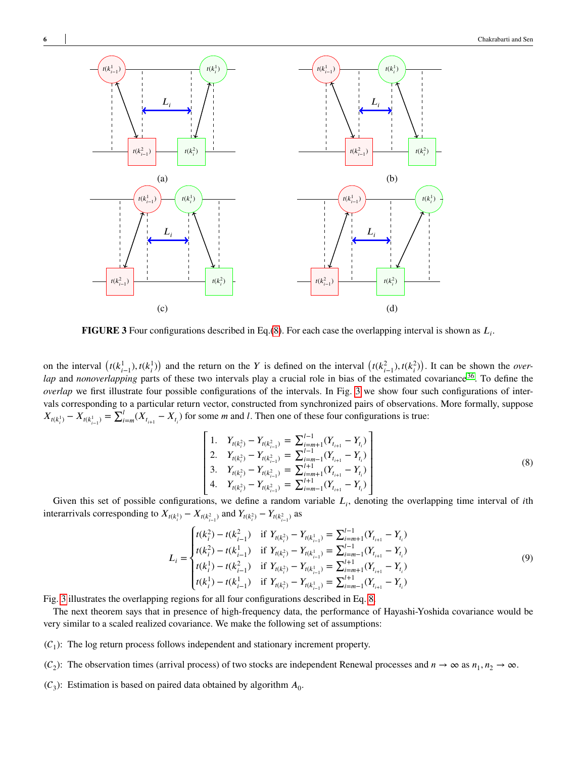**FIGURE 3** Four configurations described in Eq.(8). For each case the overlapping interval is shown as $L_i$.

on the interval $\left(t(k^1_{i-1}), t(k^1_i)\right)$ and the return on the $Y$ is defined on the interval $\left(t(k^2_{i-1}), t(k^2_i)\right)$. It can be shown the *overlap* and *nonoverlapping* parts of these two intervals play a crucial role in bias of the estimated covariance[36]. To define the *overlap* we first illustrate four possible configurations of the intervals. In Fig. 3 we show four such configurations of intervals corresponding to a particular return vector, constructed from synchronized pairs of observations. More formally, suppose $X_{t(k^1_i)} - X_{t(k^1_{i-1})} = \sum_{i=m}^{l}(X_{t_{i+1}} - X_{t_i})$ for some $m$ and $l$. Then one of these four configurations is true:

$$
\begin{bmatrix}
1. & Y_{t(k^2_i)} - Y_{t(k^2_{i-1})} & = & \sum_{i=m+1}^{l-1}(Y_{t_{i+1}} - Y_{t_i}) \\
2. & Y_{t(k^2_i)} - Y_{t(k^2_{i-1})} & = & \sum_{i=m-1}^{l-1}(Y_{t_{i+1}} - Y_{t_i}) \\
3. & Y_{t(k^2_i)} - Y_{t(k^2_{i-1})} & = & \sum_{i=m+1}^{l+1}(Y_{t_{i+1}} - Y_{t_i}) \\
4. & Y_{t(k^2_i)} - Y_{t(k^2_{i-1})} & = & \sum_{i=m-1}^{l+1}(Y_{t_{i+1}} - Y_{t_i})
\end{bmatrix}
\tag{8}
$$

Given this set of possible configurations, we define a random variable $L_i$, denoting the overlapping time interval of $i$th interarrivals corresponding to $X_{t(k^1_i)} - X_{t(k^2_{i-1})}$ and $Y_{t(k^2_i)} - Y_{t(k^2_{i-1})}$ as

$$
L_i = \begin{cases}
t(k^2_i) - t(k^2_{i-1}) & \text{if } Y_{t(k^2_i)} - Y_{t(k^1_{i-1})} = \sum_{i=m+1}^{l-1}(Y_{t_{i+1}} - Y_{t_i}) \\
t(k^2_i) - t(k^1_{i-1}) & \text{if } Y_{t(k^2_i)} - Y_{t(k^1_{i-1})} = \sum_{i=m-1}^{l-1}(Y_{t_{i+1}} - Y_{t_i}) \\
t(k^1_i) - t(k^2_{i-1}) & \text{if } Y_{t(k^2_i)} - Y_{t(k^1_{i-1})} = \sum_{i=m+1}^{l+1}(Y_{t_{i+1}} - Y_{t_i}) \\
t(k^1_i) - t(k^1_{i-1}) & \text{if } Y_{t(k^2_i)} - Y_{t(k^1_{i-1})} = \sum_{i=m-1}^{l+1}(Y_{t_{i+1}} - Y_{t_i})
\end{cases}
\tag{9}
$$

Fig. 3 illustrates the overlapping regions for all four configurations described in Eq. 8.

The next theorem says that in presence of high-frequency data, the performance of Hayashi-Yoshida covariance would be very similar to a scaled realized covariance. We make the following set of assumptions:

($C_1$): The log return process follows independent and stationary increment property.

($C_2$): The observation times (arrival process) of two stocks are independent Renewal processes and $n \to \infty$ as $n_1, n_2 \to \infty$.

($C_3$): Estimation is based on paired data obtained by algorithm $A_0$.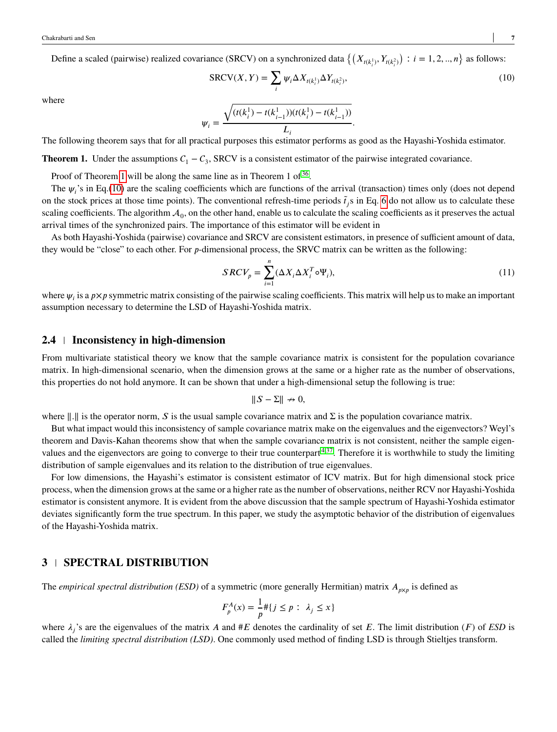Define a scaled (pairwise) realized covariance (SRCV) on a synchronized data $\left\{ \left( X_{t(k_i^1)}, Y_{t(k_i^2)} \right) : i = 1, 2, .., n \right\}$ as follows:

$$\text{SRCV}(X, Y) = \sum_i \psi_i \Delta X_{t(k_i^1)} \Delta Y_{t(k_i^2)}, \tag{10}$$

where

$$\psi_i = \frac{\sqrt{(t(k_i^1) - t(k_{i-1}^1))(t(k_i^1) - t(k_{i-1}^1))}}{L_i}.$$

The following theorem says that for all practical purposes this estimator performs as good as the Hayashi-Yoshida estimator.

**Theorem 1.** Under the assumptions $C_1 - C_3$, SRCV is a consistent estimator of the pairwise integrated covariance.

Proof of Theorem 1 will be along the same line as in Theorem 1 of[36].

The $\psi_i$'s in Eq.(10) are the scaling coefficients which are functions of the arrival (transaction) times only (does not depend on the stock prices at those time points). The conventional refresh-time periods $\tilde{t}_j$s in Eq. 6 do not allow us to calculate these scaling coefficients. The algorithm $\mathcal{A}_0$, on the other hand, enable us to calculate the scaling coefficients as it preserves the actual arrival times of the synchronized pairs. The importance of this estimator will be evident in

As both Hayashi-Yoshida (pairwise) covariance and SRCV are consistent estimators, in presence of sufficient amount of data, they would be "close" to each other. For $p$-dimensional process, the SRVC matrix can be written as the following:

$$SRCV_p = \sum_{i=1}^{n} (\Delta X_i \Delta X_i^T \circ \Psi_i), \tag{11}$$

where $\psi_i$ is a $p \times p$ symmetric matrix consisting of the pairwise scaling coefficients. This matrix will help us to make an important assumption necessary to determine the LSD of Hayashi-Yoshida matrix.

### 2.4 | Inconsistency in high-dimension

From multivariate statistical theory we know that the sample covariance matrix is consistent for the population covariance matrix. In high-dimensional scenario, when the dimension grows at the same or a higher rate as the number of observations, this properties do not hold anymore. It can be shown that under a high-dimensional setup the following is true:

$$\|S - \Sigma\| \nrightarrow 0,$$

where $\|.\|$ is the operator norm, $S$ is the usual sample covariance matrix and $\Sigma$ is the population covariance matrix.

But what impact would this inconsistency of sample covariance matrix make on the eigenvalues and the eigenvectors? Weyl's theorem and Davis-Kahan theorems show that when the sample covariance matrix is not consistent, neither the sample eigenvalues and the eigenvectors are going to converge to their true counterpart[4,37]. Therefore it is worthwhile to study the limiting distribution of sample eigenvalues and its relation to the distribution of true eigenvalues.

For low dimensions, the Hayashi's estimator is consistent estimator of ICV matrix. But for high dimensional stock price process, when the dimension grows at the same or a higher rate as the number of observations, neither RCV nor Hayashi-Yoshida estimator is consistent anymore. It is evident from the above discussion that the sample spectrum of Hayashi-Yoshida estimator deviates significantly form the true spectrum. In this paper, we study the asymptotic behavior of the distribution of eigenvalues of the Hayashi-Yoshida matrix.

## 3 | SPECTRAL DISTRIBUTION

The *empirical spectral distribution (ESD)* of a symmetric (more generally Hermitian) matrix $A_{p \times p}$ is defined as

$$F_p^A(x) = \frac{1}{p} \#\{j \le p : \lambda_j \le x\}$$

where $\lambda_j$'s are the eigenvalues of the matrix $A$ and $\#E$ denotes the cardinality of set $E$. The limit distribution ($F$) of *ESD* is called the *limiting spectral distribution (LSD)*. One commonly used method of finding LSD is through Stieltjes transform.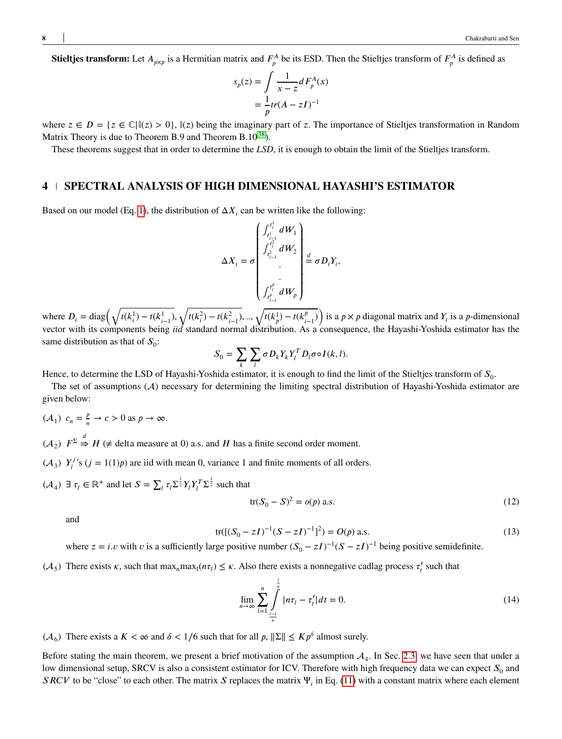**Stieltjes transform:** Let $A_{p\times p}$ is a Hermitian matrix and $F_p^A$ be its ESD. Then the Stieltjes transform of $F_p^A$ is defined as

$$
\begin{aligned}
s_p(z) &= \int \frac{1}{x-z} dF_p^A(x) \\
&= \frac{1}{p} tr(A - zI)^{-1}
\end{aligned}
$$

where $z \in D = \{z \in \mathbb{C} | \mathbb{I}(z) > 0\}$, $\mathbb{I}(z)$ being the imaginary part of $z$. The importance of Stieltjes transformation in Random Matrix Theory is due to Theorem B.9 and Theorem B.10[38].

These theorems suggest that in order to determine the *LSD*, it is enough to obtain the limit of the Stieltjes transform.

## 4 | SPECTRAL ANALYSIS OF HIGH DIMENSIONAL HAYASHI'S ESTIMATOR

Based on our model (Eq. 1), the distribution of $\Delta X_i$ can be written like the following:

$$
\Delta X_i = \sigma \begin{pmatrix} \int_{t_{i-1}^1}^{t_i^1} dW_1 \\ \int_{t_{i-1}^2}^{t_i^2} dW_2 \\ . \\ . \\ \int_{t_{i-1}^p}^{t_i^p} dW_p \end{pmatrix} \stackrel{d}{=} \sigma D_i Y_i,
$$

where $D_i = \text{diag}\Big(\sqrt{t(k_i^1) - t(k_{i-1}^1)}, \sqrt{t(k_i^2) - t(k_{i-1}^2)}, .., \sqrt{t(k_p^1) - t(k_{i-1}^p)}\Big)$ is a $p \times p$ diagonal matrix and $Y_i$ is a $p$-dimensional vector with its components being *iid* standard normal distribution. As a consequence, the Hayashi-Yoshida estimator has the same distribution as that of $S_0$:

$$
S_0 = \sum_k \sum_l \sigma D_k Y_k Y_l^T D_l \sigma \circ I(k,l).
$$

Hence, to determine the LSD of Hayashi-Yoshida estimator, it is enough to find the limit of the Stieltjes transform of $S_0$.

The set of assumptions $(\mathcal{A})$ necessary for determining the limiting spectral distribution of Hayashi-Yoshida estimator are given below:

$(\mathcal{A}_1)$ $c_n = \frac{p}{n} \to c > 0$ as $p \to \infty$.

$(\mathcal{A}_2)$ $F^\Sigma \stackrel{d}{\Rightarrow} H$ ($\neq$ delta measure at 0) a.s. and $H$ has a finite second order moment.

$(\mathcal{A}_3)$ $Y_l^j$'s ($j = 1(1)p$) are iid with mean 0, variance 1 and finite moments of all orders.

$(\mathcal{A}_4)$ $\exists\ \tau_l \in \mathbb{R}^+$ and let $S = \sum_l \tau_l \Sigma^{\frac{1}{2}} Y_l Y_l^T \Sigma^{\frac{1}{2}}$ such that

$$
\text{tr}(S_0 - S)^2 = o(p) \text{ a.s.} \tag{12}
$$

and

$$
\text{tr}([(S_0 - zI)^{-1}(S - zI)^{-1}]^2) = O(p) \text{ a.s.} \tag{13}
$$

where $z = i.v$ with $v$ is a sufficiently large positive number $(S_0 - zI)^{-1}(S - zI)^{-1}$ being positive semidefinite.

$(\mathcal{A}_5)$ There exists $\kappa$, such that $\max_n \max_l (n\tau_l) \le \kappa$. Also there exists a nonnegative cadlag process $\tau_t'$ such that

$$
\lim_{n\to\infty} \sum_{l=1}^{n} \int_{\frac{l-1}{n}}^{\frac{l}{n}} |n\tau_l - \tau_t'| dt = 0. \tag{14}
$$

$(\mathcal{A}_6)$ There exists a $K < \infty$ and $\delta < 1/6$ such that for all $p$, $\|\Sigma\| \le K p^\delta$ almost surely.

Before stating the main theorem, we present a brief motivation of the assumption $\mathcal{A}_4$. In Sec. 2.3, we have seen that under a low dimensional setup, SRCV is also a consistent estimator for ICV. Therefore with high frequency data we can expect $S_0$ and $SRCV$ to be "close" to each other. The matrix $S$ replaces the matrix $\Psi_i$ in Eq. (11) with a constant matrix where each element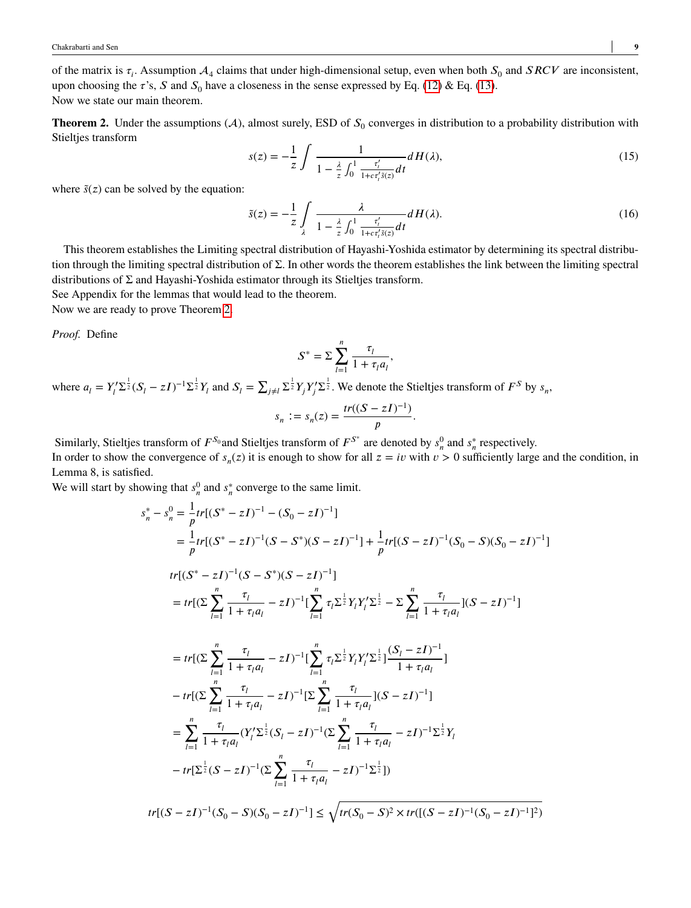of the matrix is $\tau_i$. Assumption $\mathcal{A}_4$ claims that under high-dimensional setup, even when both $S_0$ and $SRCV$ are inconsistent, upon choosing the $\tau$'s, $S$ and $S_0$ have a closeness in the sense expressed by Eq. (12) & Eq. (13).
Now we state our main theorem.

**Theorem 2.** Under the assumptions ($\mathcal{A}$), almost surely, ESD of $S_0$ converges in distribution to a probability distribution with Stieltjes transform

$$s(z) = -\frac{1}{z}\int \frac{1}{1 - \frac{\lambda}{z}\int_0^1 \frac{\tau_t'}{1+c\tau_t'\tilde{s}(z)}dt} dH(\lambda), \tag{15}$$

where $\tilde{s}(z)$ can be solved by the equation:

$$\tilde{s}(z) = -\frac{1}{z}\int_{\lambda} \frac{\lambda}{1 - \frac{\lambda}{z}\int_0^1 \frac{\tau_t'}{1+c\tau_t'\tilde{s}(z)}dt} dH(\lambda). \tag{16}$$

This theorem establishes the Limiting spectral distribution of Hayashi-Yoshida estimator by determining its spectral distribution through the limiting spectral distribution of $\Sigma$. In other words the theorem establishes the link between the limiting spectral distributions of $\Sigma$ and Hayashi-Yoshida estimator through its Stieltjes transform.
See Appendix for the lemmas that would lead to the theorem.
Now we are ready to prove Theorem 2.

*Proof.* Define

$$S^* = \Sigma \sum_{l=1}^{n} \frac{\tau_l}{1+\tau_l a_l},$$

where $a_l = Y_l'\Sigma^{\frac{1}{2}}(S_l - zI)^{-1}\Sigma^{\frac{1}{2}}Y_l$ and $S_l = \sum_{j\neq l}\Sigma^{\frac{1}{2}}Y_jY_j'\Sigma^{\frac{1}{2}}$. We denote the Stieltjes transform of $F^S$ by $s_n$,

$$s_n := s_n(z) = \frac{tr((S - zI)^{-1})}{p}.$$

Similarly, Stieltjes transform of $F^{S_0}$and Stieltjes transform of $F^{S^*}$ are denoted by $s_n^0$ and $s_n^*$ respectively.
In order to show the convergence of $s_n(z)$ it is enough to show for all $z = iv$ with $v > 0$ sufficiently large and the condition, in Lemma 8, is satisfied.
We will start by showing that $s_n^0$ and $s_n^*$ converge to the same limit.

$$\begin{aligned}
s_n^* - s_n^0 &= \frac{1}{p}tr[(S^* - zI)^{-1} - (S_0 - zI)^{-1}] \\
&= \frac{1}{p}tr[(S^* - zI)^{-1}(S - S^*)(S - zI)^{-1}] + \frac{1}{p}tr[(S - zI)^{-1}(S_0 - S)(S_0 - zI)^{-1}]
\end{aligned}$$

$$\begin{aligned}
&tr[(S^* - zI)^{-1}(S - S^*)(S - zI)^{-1}] \\
&= tr[(\Sigma\sum_{l=1}^{n}\frac{\tau_l}{1+\tau_l a_l} - zI)^{-1}[\sum_{l=1}^{n}\tau_l\Sigma^{\frac{1}{2}}Y_lY_l'\Sigma^{\frac{1}{2}} - \Sigma\sum_{l=1}^{n}\frac{\tau_l}{1+\tau_l a_l}](S - zI)^{-1}] \\
&= tr[(\Sigma\sum_{l=1}^{n}\frac{\tau_l}{1+\tau_l a_l} - zI)^{-1}[\sum_{l=1}^{n}\tau_l\Sigma^{\frac{1}{2}}Y_lY_l'\Sigma^{\frac{1}{2}}]\frac{(S_l - zI)^{-1}}{1+\tau_l a_l}] \\
&- tr[(\Sigma\sum_{l=1}^{n}\frac{\tau_l}{1+\tau_l a_l} - zI)^{-1}[\Sigma\sum_{l=1}^{n}\frac{\tau_l}{1+\tau_l a_l}](S - zI)^{-1}] \\
&= \sum_{l=1}^{n}\frac{\tau_l}{1+\tau_l a_l}(Y_l'\Sigma^{\frac{1}{2}}(S_l - zI)^{-1}(\Sigma\sum_{l=1}^{n}\frac{\tau_l}{1+\tau_l a_l} - zI)^{-1}\Sigma^{\frac{1}{2}}Y_l \\
&- tr[\Sigma^{\frac{1}{2}}(S - zI)^{-1}(\Sigma\sum_{l=1}^{n}\frac{\tau_l}{1+\tau_l a_l} - zI)^{-1}\Sigma^{\frac{1}{2}}])
\end{aligned}$$

$$tr[(S - zI)^{-1}(S_0 - S)(S_0 - zI)^{-1}] \leq \sqrt{tr(S_0 - S)^2 \times tr([(S - zI)^{-1}(S_0 - zI)^{-1}]^2)}$$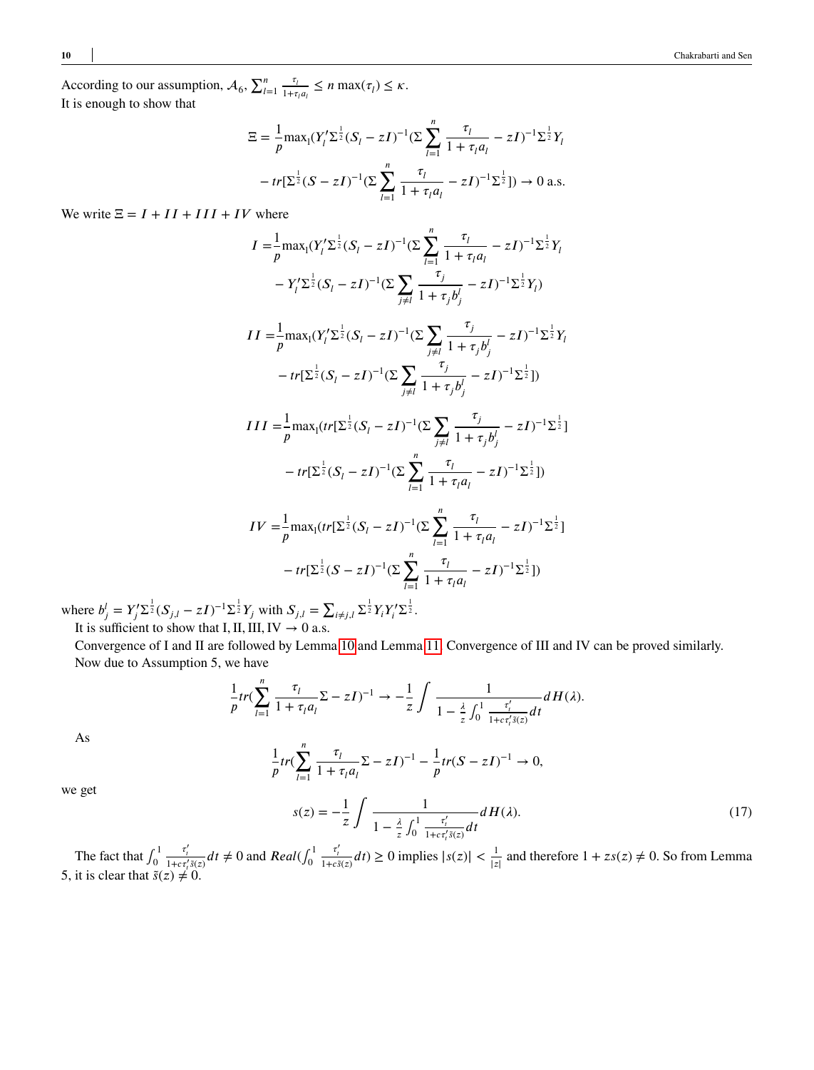According to our assumption, $\mathcal{A}_6$, $\sum_{l=1}^{n} \frac{\tau_l}{1+\tau_l a_l} \leq n \max(\tau_l) \leq \kappa$.
It is enough to show that

$$
\Xi = \frac{1}{p}\max_l (Y_l'\Sigma^{\frac{1}{2}}(S_l - zI)^{-1}(\Sigma \sum_{l=1}^{n} \frac{\tau_l}{1+\tau_l a_l} - zI)^{-1}\Sigma^{\frac{1}{2}}Y_l
- tr[\Sigma^{\frac{1}{2}}(S - zI)^{-1}(\Sigma \sum_{l=1}^{n} \frac{\tau_l}{1+\tau_l a_l} - zI)^{-1}\Sigma^{\frac{1}{2}}]) \to 0 \text{ a.s.}
$$

We write $\Xi = I + II + III + IV$ where

$$
\begin{aligned}
I =& \frac{1}{p}\max_l (Y_l'\Sigma^{\frac{1}{2}}(S_l - zI)^{-1}(\Sigma \sum_{l=1}^{n} \frac{\tau_l}{1+\tau_l a_l} - zI)^{-1}\Sigma^{\frac{1}{2}}Y_l \\
&- Y_l'\Sigma^{\frac{1}{2}}(S_l - zI)^{-1}(\Sigma \sum_{j\neq l} \frac{\tau_j}{1+\tau_j b_j^l} - zI)^{-1}\Sigma^{\frac{1}{2}}Y_l) \\
II =& \frac{1}{p}\max_l (Y_l'\Sigma^{\frac{1}{2}}(S_l - zI)^{-1}(\Sigma \sum_{j\neq l} \frac{\tau_j}{1+\tau_j b_j^l} - zI)^{-1}\Sigma^{\frac{1}{2}}Y_l \\
&- tr[\Sigma^{\frac{1}{2}}(S_l - zI)^{-1}(\Sigma \sum_{j\neq l} \frac{\tau_j}{1+\tau_j b_j^l} - zI)^{-1}\Sigma^{\frac{1}{2}}]) \\
III =& \frac{1}{p}\max_l (tr[\Sigma^{\frac{1}{2}}(S_l - zI)^{-1}(\Sigma \sum_{j\neq l} \frac{\tau_j}{1+\tau_j b_j^l} - zI)^{-1}\Sigma^{\frac{1}{2}}] \\
&- tr[\Sigma^{\frac{1}{2}}(S_l - zI)^{-1}(\Sigma \sum_{l=1}^{n} \frac{\tau_l}{1+\tau_l a_l} - zI)^{-1}\Sigma^{\frac{1}{2}}]) \\
IV =& \frac{1}{p}\max_l (tr[\Sigma^{\frac{1}{2}}(S_l - zI)^{-1}(\Sigma \sum_{l=1}^{n} \frac{\tau_l}{1+\tau_l a_l} - zI)^{-1}\Sigma^{\frac{1}{2}}] \\
&- tr[\Sigma^{\frac{1}{2}}(S - zI)^{-1}(\Sigma \sum_{l=1}^{n} \frac{\tau_l}{1+\tau_l a_l} - zI)^{-1}\Sigma^{\frac{1}{2}}])
\end{aligned}
$$

where $b_j^l = Y_j'\Sigma^{\frac{1}{2}}(S_{j,l} - zI)^{-1}\Sigma^{\frac{1}{2}}Y_j$ with $S_{j,l} = \sum_{i\neq j,l} \Sigma^{\frac{1}{2}}Y_iY_i'\Sigma^{\frac{1}{2}}$.

It is sufficient to show that I, II, III, IV $\to 0$ a.s.

Convergence of I and II are followed by Lemma 10 and Lemma 11. Convergence of III and IV can be proved similarly.

Now due to Assumption 5, we have

$$
\frac{1}{p}tr(\sum_{l=1}^{n} \frac{\tau_l}{1+\tau_l a_l}\Sigma - zI)^{-1} \to -\frac{1}{z}\int \frac{1}{1 - \frac{\lambda}{z}\int_0^1 \frac{\tau_t'}{1+c\tau_t'\tilde{s}(z)}dt} dH(\lambda).
$$

As

$$
\frac{1}{p}tr(\sum_{l=1}^{n} \frac{\tau_l}{1+\tau_l a_l}\Sigma - zI)^{-1} - \frac{1}{p}tr(S - zI)^{-1} \to 0,
$$

we get

$$
s(z) = -\frac{1}{z}\int \frac{1}{1 - \frac{\lambda}{z}\int_0^1 \frac{\tau_t'}{1+c\tau_t'\tilde{s}(z)}dt} dH(\lambda). \tag{17}
$$

The fact that $\int_0^1 \frac{\tau_t'}{1+c\tau_t'\tilde{s}(z)}dt \neq 0$ and $Real(\int_0^1 \frac{\tau_t'}{1+c\tilde{s}(z)}dt) \geq 0$ implies $|s(z)| < \frac{1}{|z|}$ and therefore $1 + zs(z) \neq 0$. So from Lemma 5, it is clear that $\tilde{s}(z) \neq 0$.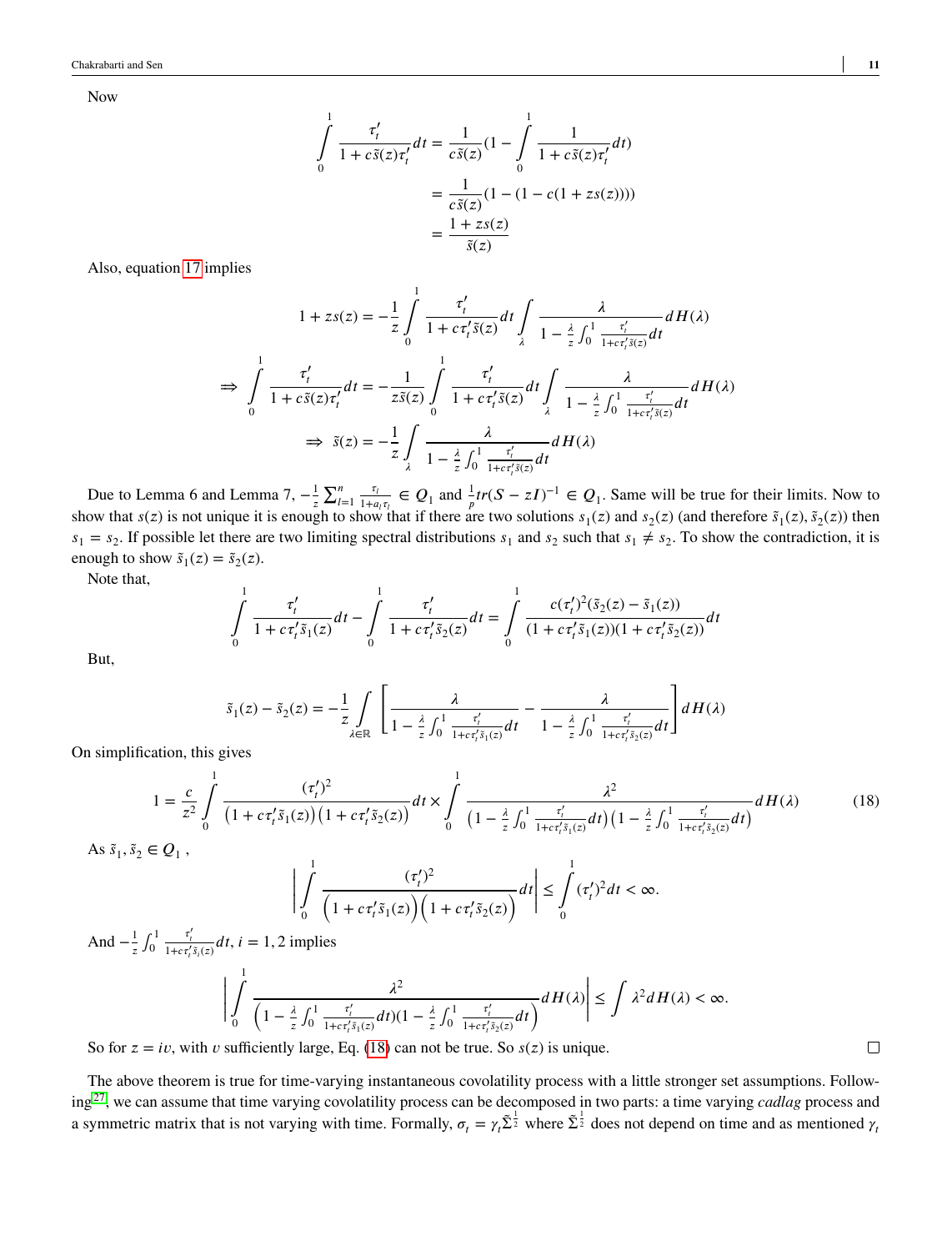Now

$$\int_0^1 \frac{\tau_t'}{1+c\tilde{s}(z)\tau_t'}dt = \frac{1}{c\tilde{s}(z)}(1-\int_0^1 \frac{1}{1+c\tilde{s}(z)\tau_t'}dt)$$

$$= \frac{1}{c\tilde{s}(z)}(1-(1-c(1+zs(z))))$$

$$= \frac{1+zs(z)}{\tilde{s}(z)}$$

Also, equation 17 implies

$$1+zs(z) = -\frac{1}{z}\int_0^1 \frac{\tau_t'}{1+c\tau_t'\tilde{s}(z)}dt \int_\lambda \frac{\lambda}{1-\frac{\lambda}{z}\int_0^1 \frac{\tau_t'}{1+c\tau_t'\tilde{s}(z)}dt}dH(\lambda)$$

$$\Rightarrow \int_0^1 \frac{\tau_t'}{1+c\tilde{s}(z)\tau_t'}dt = -\frac{1}{z\tilde{s}(z)}\int_0^1 \frac{\tau_t'}{1+c\tau_t'\tilde{s}(z)}dt \int_\lambda \frac{\lambda}{1-\frac{\lambda}{z}\int_0^1 \frac{\tau_t'}{1+c\tau_t'\tilde{s}(z)}dt}dH(\lambda)$$

$$\Rightarrow \tilde{s}(z) = -\frac{1}{z}\int_\lambda \frac{\lambda}{1-\frac{\lambda}{z}\int_0^1 \frac{\tau_t'}{1+c\tau_t'\tilde{s}(z)}dt}dH(\lambda)$$

Due to Lemma 6 and Lemma 7, $-\frac{1}{z}\sum_{l=1}^{n}\frac{\tau_l}{1+a_l\tau_l} \in Q_1$ and $\frac{1}{p}tr(S-zI)^{-1} \in Q_1$. Same will be true for their limits. Now to show that $s(z)$ is not unique it is enough to show that if there are two solutions $s_1(z)$ and $s_2(z)$ (and therefore $\tilde{s}_1(z), \tilde{s}_2(z)$) then $s_1 = s_2$. If possible let there are two limiting spectral distributions $s_1$ and $s_2$ such that $s_1 \neq s_2$. To show the contradiction, it is enough to show $\tilde{s}_1(z) = \tilde{s}_2(z)$.

Note that,

$$\int_0^1 \frac{\tau_t'}{1+c\tau_t'\tilde{s}_1(z)}dt - \int_0^1 \frac{\tau_t'}{1+c\tau_t'\tilde{s}_2(z)}dt = \int_0^1 \frac{c(\tau_t')^2(\tilde{s}_2(z)-\tilde{s}_1(z))}{(1+c\tau_t'\tilde{s}_1(z))(1+c\tau_t'\tilde{s}_2(z))}dt$$

But,

$$\tilde{s}_1(z)-\tilde{s}_2(z) = -\frac{1}{z}\int_{\lambda\in\mathbb{R}}\left[\frac{\lambda}{1-\frac{\lambda}{z}\int_0^1 \frac{\tau_t'}{1+c\tau_t'\tilde{s}_1(z)}dt} - \frac{\lambda}{1-\frac{\lambda}{z}\int_0^1 \frac{\tau_t'}{1+c\tau_t'\tilde{s}_2(z)}dt}\right]dH(\lambda)$$

On simplification, this gives

$$1 = \frac{c}{z^2}\int_0^1 \frac{(\tau_t')^2}{\left(1+c\tau_t'\tilde{s}_1(z)\right)\left(1+c\tau_t'\tilde{s}_2(z)\right)}dt \times \int_0^1 \frac{\lambda^2}{\left(1-\frac{\lambda}{z}\int_0^1 \frac{\tau_t'}{1+c\tau_t'\tilde{s}_1(z)}dt\right)\left(1-\frac{\lambda}{z}\int_0^1 \frac{\tau_t'}{1+c\tau_t'\tilde{s}_2(z)}dt\right)}dH(\lambda) \tag{18}$$

As $\tilde{s}_1, \tilde{s}_2 \in Q_1$ ,

$$\left|\int_0^1 \frac{(\tau_t')^2}{\left(1+c\tau_t'\tilde{s}_1(z)\right)\left(1+c\tau_t'\tilde{s}_2(z)\right)}dt\right| \leq \int_0^1 (\tau_t')^2 dt < \infty.$$

And $-\frac{1}{z}\int_0^1 \frac{\tau_t'}{1+c\tau_t'\tilde{s}_i(z)}dt,\ i = 1,2$ implies

$$\left|\int_0^1 \frac{\lambda^2}{\left(1-\frac{\lambda}{z}\int_0^1 \frac{\tau_t'}{1+c\tau_t'\tilde{s}_1(z)}dt)(1-\frac{\lambda}{z}\int_0^1 \frac{\tau_t'}{1+c\tau_t'\tilde{s}_2(z)}dt\right)}dH(\lambda)\right| \leq \int \lambda^2 dH(\lambda) < \infty.$$

So for $z = iv$, with $v$ sufficiently large, Eq. (18) can not be true. So $s(z)$ is unique. □

The above theorem is true for time-varying instantaneous covolatility process with a little stronger set assumptions. Following[27], we can assume that time varying covolatility process can be decomposed in two parts: a time varying *cadlag* process and a symmetric matrix that is not varying with time. Formally, $\sigma_t = \gamma_t\tilde{\Sigma}^{\frac{1}{2}}$ where $\tilde{\Sigma}^{\frac{1}{2}}$ does not depend on time and as mentioned $\gamma_t$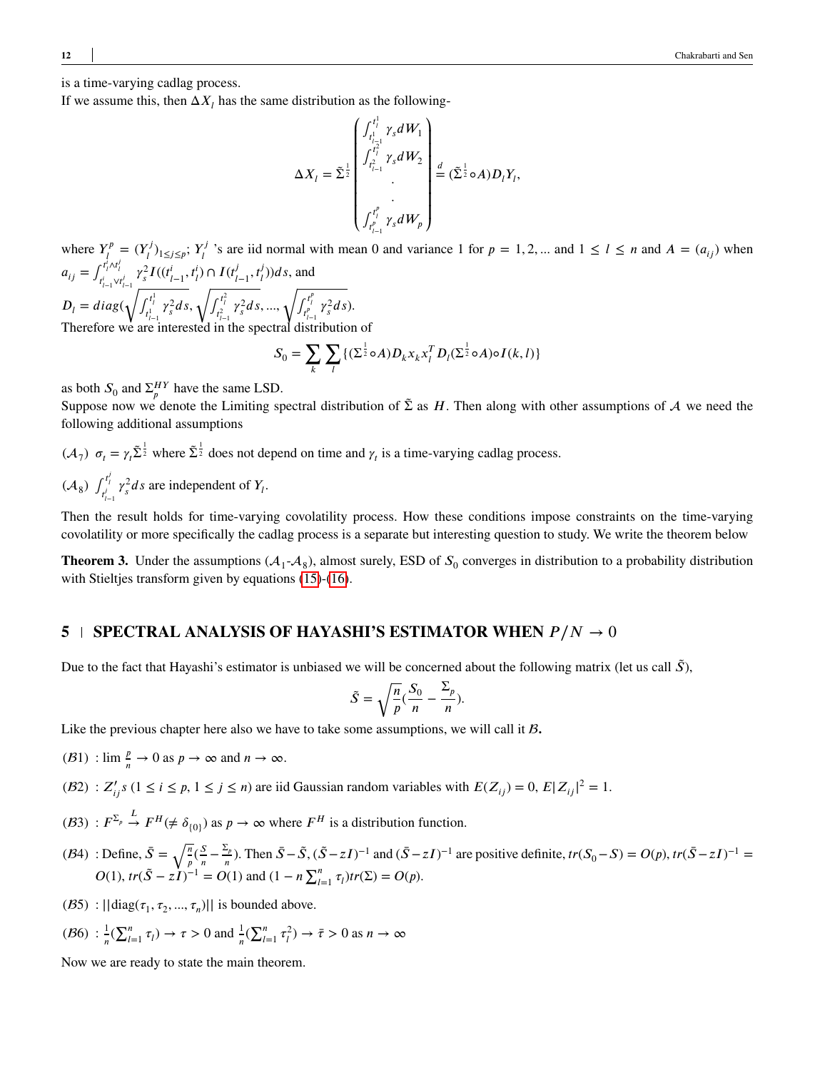is a time-varying cadlag process.

If we assume this, then $\Delta X_l$ has the same distribution as the following-

$$\Delta X_l = \tilde{\Sigma}^{\frac{1}{2}} \begin{pmatrix} \int_{t_{l-1}^1}^{t_l^1} \gamma_s dW_1 \\ \int_{t_{l-1}^2}^{t_l^2} \gamma_s dW_2 \\ . \\ . \\ \int_{t_{l-1}^p}^{t_l^p} \gamma_s dW_p \end{pmatrix} \stackrel{d}{=} (\tilde{\Sigma}^{\frac{1}{2}} \circ A) D_l Y_l,$$

where $Y_l^p = (Y_l^j)_{1 \le j \le p}$; $Y_l^j$ 's are iid normal with mean 0 and variance 1 for $p = 1, 2, ...$ and $1 \le l \le n$ and $A = (a_{ij})$ when $a_{ij} = \int_{t_{l-1}^i \vee t_{l-1}^j}^{t_l^i \wedge t_l^j} \gamma_s^2 I((t_{l-1}^i, t_l^i) \cap I(t_{l-1}^j, t_l^j)) ds$, and

$D_l = diag(\sqrt{\int_{t_{l-1}^1}^{t_l^1} \gamma_s^2 ds}, \sqrt{\int_{t_{l-1}^2}^{t_l^2} \gamma_s^2 ds}, ..., \sqrt{\int_{t_{l-1}^p}^{t_l^p} \gamma_s^2 ds})$.

Therefore we are interested in the spectral distribution of

$$S_0 = \sum_k \sum_l \{(\Sigma^{\frac{1}{2}} \circ A) D_k x_k x_l^T D_l (\Sigma^{\frac{1}{2}} \circ A) \circ I(k,l)\}$$

as both $S_0$ and $\Sigma_p^{HY}$ have the same LSD.

Suppose now we denote the Limiting spectral distribution of $\tilde{\Sigma}$ as $H$. Then along with other assumptions of $\mathcal{A}$ we need the following additional assumptions

($\mathcal{A}_7$) $\sigma_t = \gamma_t \tilde{\Sigma}^{\frac{1}{2}}$ where $\tilde{\Sigma}^{\frac{1}{2}}$ does not depend on time and $\gamma_t$ is a time-varying cadlag process.

($\mathcal{A}_8$) $\int_{t_{l-1}^j}^{t_l^j} \gamma_s^2 ds$ are independent of $Y_l$.

Then the result holds for time-varying covolatility process. How these conditions impose constraints on the time-varying covolatility or more specifically the cadlag process is a separate but interesting question to study. We write the theorem below

**Theorem 3.** Under the assumptions ($\mathcal{A}_1$-$\mathcal{A}_8$), almost surely, ESD of $S_0$ converges in distribution to a probability distribution with Stieltjes transform given by equations (15)-(16).

## 5 | SPECTRAL ANALYSIS OF HAYASHI'S ESTIMATOR WHEN $P/N \to 0$

Due to the fact that Hayashi's estimator is unbiased we will be concerned about the following matrix (let us call $\tilde{S}$),

$$\tilde{S} = \sqrt{\frac{n}{p}} (\frac{S_0}{n} - \frac{\Sigma_p}{n}).$$

Like the previous chapter here also we have to take some assumptions, we will call it $\mathcal{B}$**.**

($\mathcal{B}1$) : $\lim \frac{p}{n} \to 0$ as $p \to \infty$ and $n \to \infty$.

($\mathcal{B}2$) : $Z'_{ij}s$ ($1 \le i \le p$, $1 \le j \le n$) are iid Gaussian random variables with $E(Z_{ij}) = 0$, $E|Z_{ij}|^2 = 1$.

($\mathcal{B}3$) : $F^{\Sigma_p} \stackrel{L}{\to} F^H (\neq \delta_{\{0\}})$ as $p \to \infty$ where $F^H$ is a distribution function.

($\mathcal{B}4$) : Define, $\bar{S} = \sqrt{\frac{n}{p}} (\frac{S}{n} - \frac{\Sigma_p}{n})$. Then $\bar{S} - \tilde{S}$, $(\tilde{S} - zI)^{-1}$ and $(\bar{S} - zI)^{-1}$ are positive definite, $tr(S_0 - S) = O(p)$, $tr(\bar{S} - zI)^{-1} = O(1)$, $tr(\tilde{S} - zI)^{-1} = O(1)$ and $(1 - n \sum_{l=1}^n \tau_l) tr(\Sigma) = O(p)$.

($\mathcal{B}5$) : $||\text{diag}(\tau_1, \tau_2, ..., \tau_n)||$ is bounded above.

($\mathcal{B}6$) : $\frac{1}{n}(\sum_{l=1}^n \tau_l) \to \tau > 0$ and $\frac{1}{n}(\sum_{l=1}^n \tau_l^2) \to \bar{\tau} > 0$ as $n \to \infty$

Now we are ready to state the main theorem.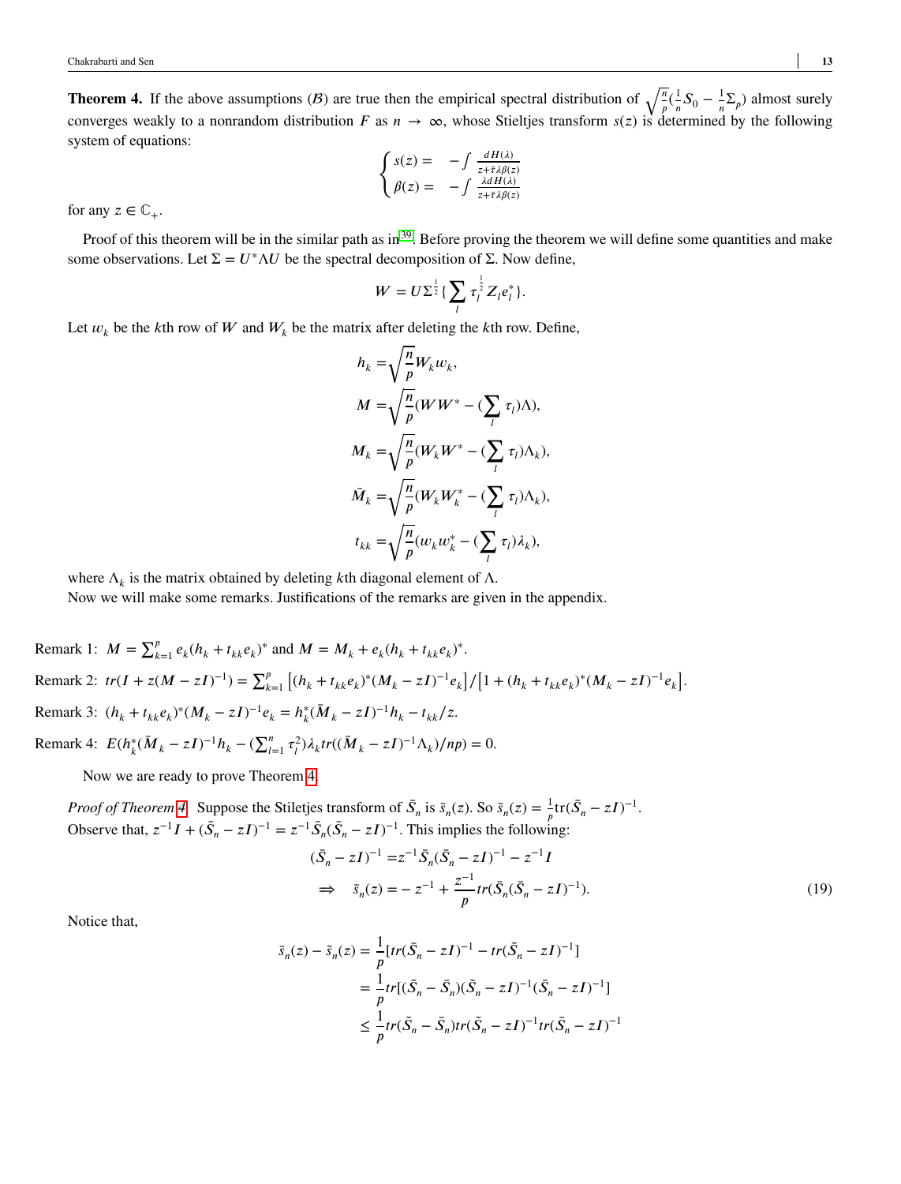**Theorem 4.** If the above assumptions ($\mathcal{B}$) are true then the empirical spectral distribution of $\sqrt{\frac{n}{p}}(\frac{1}{n}S_0 - \frac{1}{n}\Sigma_p)$ almost surely converges weakly to a nonrandom distribution $F$ as $n \to \infty$, whose Stieltjes transform $s(z)$ is determined by the following system of equations:

$$\begin{cases} s(z) = & -\int \frac{dH(\lambda)}{z+\bar{\tau}\lambda\beta(z)} \\ \beta(z) = & -\int \frac{\lambda dH(\lambda)}{z+\bar{\tau}\lambda\beta(z)} \end{cases}$$

for any $z \in \mathbb{C}_+$.

Proof of this theorem will be in the similar path as in[39]. Before proving the theorem we will define some quantities and make some observations. Let $\Sigma = U^*\Lambda U$ be the spectral decomposition of $\Sigma$. Now define,

$$W = U\Sigma^{\frac{1}{2}}\{\sum_l \tau_l^{\frac{1}{2}} Z_l e_l^*\}.$$

Let $w_k$ be the $k$th row of $W$ and $W_k$ be the matrix after deleting the $k$th row. Define,

$$\begin{aligned}
h_k =& \sqrt{\frac{n}{p}} W_k w_k, \\
M =& \sqrt{\frac{n}{p}} (WW^* - (\sum_l \tau_l)\Lambda), \\
M_k =& \sqrt{\frac{n}{p}} (W_k W^* - (\sum_l \tau_l)\Lambda_k), \\
\bar{M}_k =& \sqrt{\frac{n}{p}} (W_k W_k^* - (\sum_l \tau_l)\Lambda_k), \\
t_{kk} =& \sqrt{\frac{n}{p}} (w_k w_k^* - (\sum_l \tau_l)\lambda_k),
\end{aligned}$$

where $\Lambda_k$ is the matrix obtained by deleting $k$th diagonal element of $\Lambda$.
Now we will make some remarks. Justifications of the remarks are given in the appendix.

Remark 1: $M = \sum_{k=1}^{p} e_k(h_k + t_{kk}e_k)^*$ and $M = M_k + e_k(h_k + t_{kk}e_k)^*$.

Remark 2: $tr(I + z(M - zI)^{-1}) = \sum_{k=1}^{p} \left[(h_k + t_{kk}e_k)^*(M_k - zI)^{-1}e_k\right] / \left[1 + (h_k + t_{kk}e_k)^*(M_k - zI)^{-1}e_k\right]$.

Remark 3: $(h_k + t_{kk}e_k)^*(M_k - zI)^{-1}e_k = h_k^*(\bar{M}_k - zI)^{-1}h_k - t_{kk}/z$.

Remark 4: $E(h_k^*(\bar{M}_k - zI)^{-1}h_k - (\sum_{l=1}^{n} \tau_l^2)\lambda_k tr((\bar{M}_k - zI)^{-1}\Lambda_k)/np) = 0$.

Now we are ready to prove Theorem 4.

*Proof of Theorem 4.* Suppose the Stiletjes transform of $\bar{S}_n$ is $\bar{s}_n(z)$. So $\bar{s}_n(z) = \frac{1}{p}\text{tr}(\bar{S}_n - zI)^{-1}$.
Observe that, $z^{-1}I + (\bar{S}_n - zI)^{-1} = z^{-1}\bar{S}_n(\bar{S}_n - zI)^{-1}$. This implies the following:

$$\begin{aligned}
(\bar{S}_n - zI)^{-1} =& z^{-1}\bar{S}_n(\bar{S}_n - zI)^{-1} - z^{-1}I \\
\Rightarrow \quad \bar{s}_n(z) =& -z^{-1} + \frac{z^{-1}}{p} tr(\bar{S}_n(\bar{S}_n - zI)^{-1}).
\end{aligned} \tag{19}$$

Notice that,

$$\begin{aligned}
\bar{s}_n(z) - \tilde{s}_n(z) &= \frac{1}{p}[tr(\bar{S}_n - zI)^{-1} - tr(\tilde{S}_n - zI)^{-1}] \\
&= \frac{1}{p} tr[(\tilde{S}_n - \bar{S}_n)(\tilde{S}_n - zI)^{-1}(\bar{S}_n - zI)^{-1}] \\
&\leq \frac{1}{p} tr(\tilde{S}_n - \bar{S}_n) tr(\tilde{S}_n - zI)^{-1} tr(\bar{S}_n - zI)^{-1}
\end{aligned}$$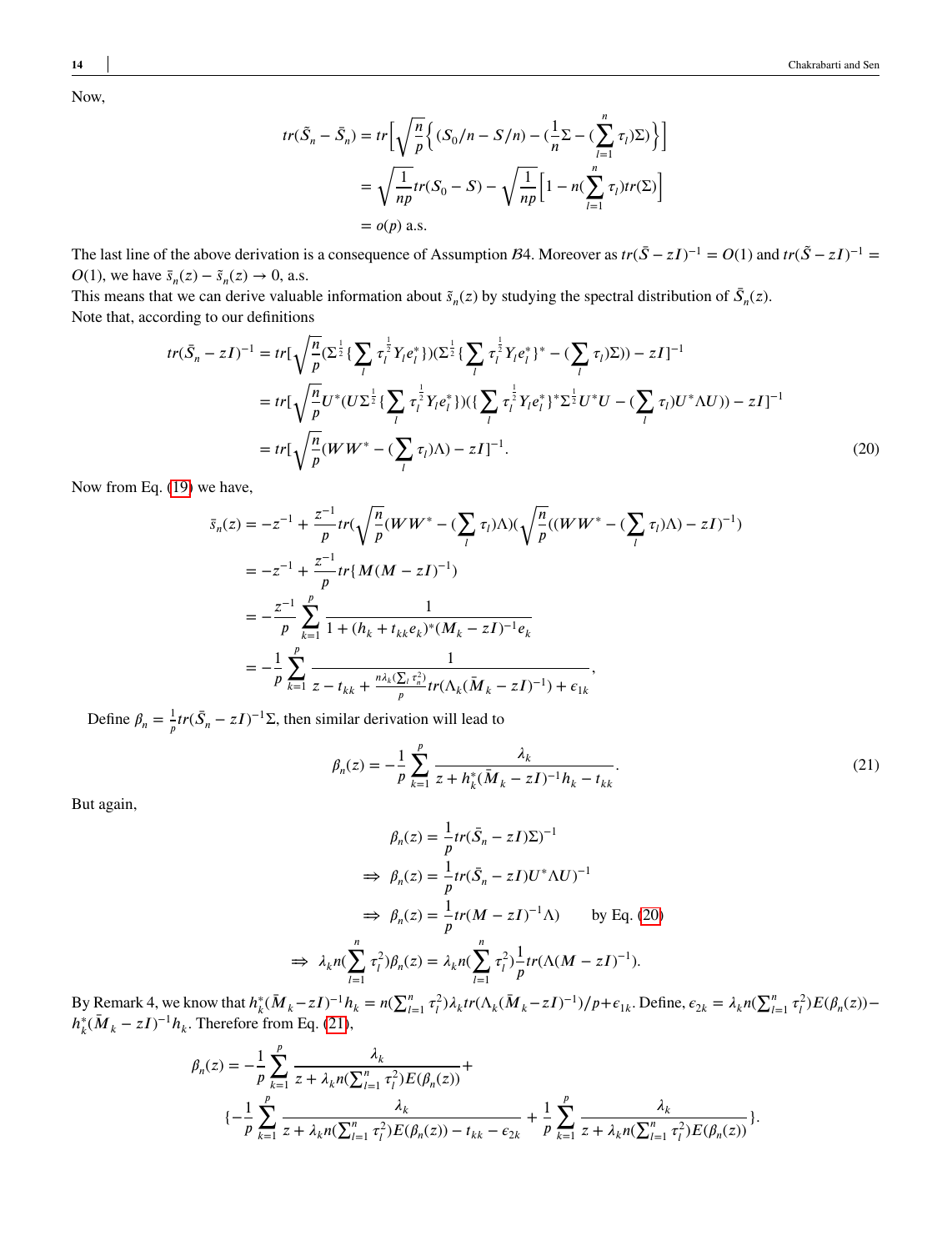Now,

$$
\begin{aligned}
tr(\tilde{S}_n - \bar{S}_n) &= tr\Big[\sqrt{\frac{n}{p}}\Big\{(S_0/n - S/n) - (\frac{1}{n}\Sigma - (\sum_{l=1}^{n}\tau_l)\Sigma)\Big\}\Big] \\
&= \sqrt{\frac{1}{np}}tr(S_0 - S) - \sqrt{\frac{1}{np}}\Big[1 - n(\sum_{l=1}^{n}\tau_l)tr(\Sigma)\Big] \\
&= o(p) \text{ a.s.}
\end{aligned}
$$

The last line of the above derivation is a consequence of Assumption $\mathcal{B}4$. Moreover as $tr(\bar{S} - zI)^{-1} = O(1)$ and $tr(\tilde{S} - zI)^{-1} = O(1)$, we have $\bar{s}_n(z) - \tilde{s}_n(z) \to 0$, a.s.

This means that we can derive valuable information about $\tilde{s}_n(z)$ by studying the spectral distribution of $\bar{S}_n(z)$.

Note that, according to our definitions

$$
\begin{aligned}
tr(\bar{S}_n - zI)^{-1} &= tr[\sqrt{\frac{n}{p}}(\Sigma^{\frac{1}{2}}\{\sum_l \tau_l^{\frac{1}{2}}Y_l e_l^*\})(\Sigma^{\frac{1}{2}}\{\sum_l \tau_l^{\frac{1}{2}}Y_l e_l^*\}^* - (\sum_l \tau_l)\Sigma)) - zI]^{-1} \\
&= tr[\sqrt{\frac{n}{p}}U^*(U\Sigma^{\frac{1}{2}}\{\sum_l \tau_l^{\frac{1}{2}}Y_l e_l^*\})(\{\sum_l \tau_l^{\frac{1}{2}}Y_l e_l^*\}^*\Sigma^{\frac{1}{2}}U^*U - (\sum_l \tau_l)U^*\Lambda U)) - zI]^{-1} \\
&= tr[\sqrt{\frac{n}{p}}(WW^* - (\sum_l \tau_l)\Lambda) - zI]^{-1}. \qquad (20)
\end{aligned}
$$

Now from Eq. (19) we have,

$$
\begin{aligned}
\bar{s}_n(z) &= -z^{-1} + \frac{z^{-1}}{p}tr(\sqrt{\frac{n}{p}}(WW^* - (\sum_l \tau_l)\Lambda)(\sqrt{\frac{n}{p}}((WW^* - (\sum_l \tau_l)\Lambda) - zI)^{-1}) \\
&= -z^{-1} + \frac{z^{-1}}{p}tr\{M(M - zI)^{-1}) \\
&= -\frac{z^{-1}}{p}\sum_{k=1}^{p}\frac{1}{1 + (h_k + t_{kk}e_k)^*(M_k - zI)^{-1}e_k} \\
&= -\frac{1}{p}\sum_{k=1}^{p}\frac{1}{z - t_{kk} + \frac{n\lambda_k(\sum_l \tau_n^2)}{p}tr(\Lambda_k(\bar{M}_k - zI)^{-1}) + \epsilon_{1k}},
\end{aligned}
$$

Define $\beta_n = \frac{1}{p}tr(\bar{S}_n - zI)^{-1}\Sigma$, then similar derivation will lead to

$$
\beta_n(z) = -\frac{1}{p}\sum_{k=1}^{p}\frac{\lambda_k}{z + h_k^*(\bar{M}_k - zI)^{-1}h_k - t_{kk}}. \qquad (21)
$$

But again,

$$
\begin{aligned}
&\beta_n(z) = \frac{1}{p}tr(\bar{S}_n - zI)\Sigma)^{-1} \\
\Rightarrow\ &\beta_n(z) = \frac{1}{p}tr(\bar{S}_n - zI)U^*\Lambda U)^{-1} \\
\Rightarrow\ &\beta_n(z) = \frac{1}{p}tr(M - zI)^{-1}\Lambda) \qquad \text{by Eq. (20)} \\
\Rightarrow\ &\lambda_k n(\sum_{l=1}^{n}\tau_l^2)\beta_n(z) = \lambda_k n(\sum_{l=1}^{n}\tau_l^2)\frac{1}{p}tr(\Lambda(M - zI)^{-1}).
\end{aligned}
$$

By Remark 4, we know that $h_k^*(\bar{M}_k - zI)^{-1}h_k = n(\sum_{l=1}^{n}\tau_l^2)\lambda_k tr(\Lambda_k(\bar{M}_k - zI)^{-1})/p + \epsilon_{1k}$. Define, $\epsilon_{2k} = \lambda_k n(\sum_{l=1}^{n}\tau_l^2)E(\beta_n(z)) - h_k^*(\bar{M}_k - zI)^{-1}h_k$. Therefore from Eq. (21),

$$
\begin{aligned}
\beta_n(z) = &-\frac{1}{p}\sum_{k=1}^{p}\frac{\lambda_k}{z + \lambda_k n(\sum_{l=1}^{n}\tau_l^2)E(\beta_n(z))} + \\
&\{-\frac{1}{p}\sum_{k=1}^{p}\frac{\lambda_k}{z + \lambda_k n(\sum_{l=1}^{n}\tau_l^2)E(\beta_n(z)) - t_{kk} - \epsilon_{2k}} + \frac{1}{p}\sum_{k=1}^{p}\frac{\lambda_k}{z + \lambda_k n(\sum_{l=1}^{n}\tau_l^2)E(\beta_n(z))}\}.
\end{aligned}
$$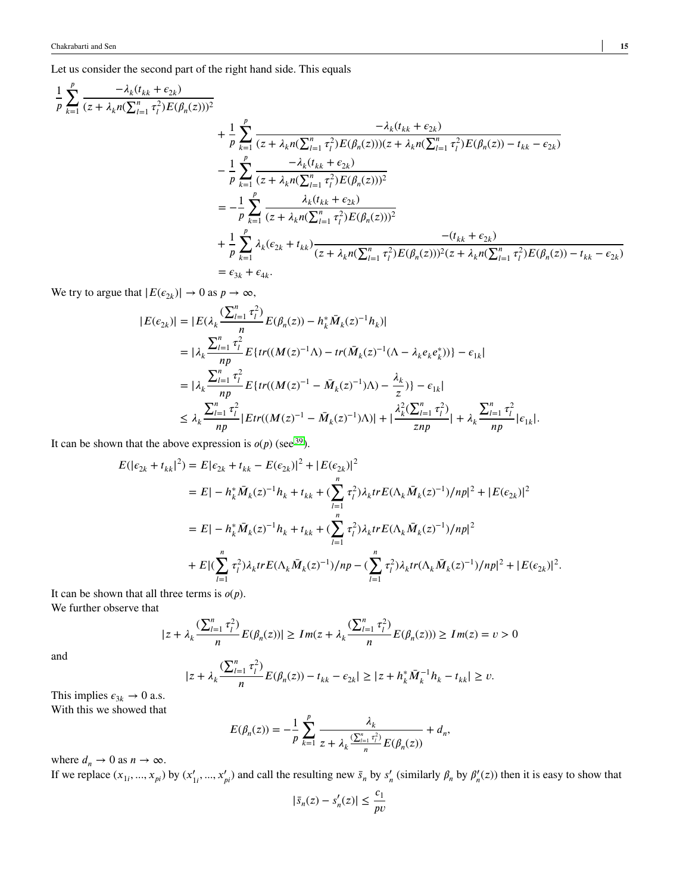Let us consider the second part of the right hand side. This equals

$$
\begin{aligned}
\frac{1}{p}\sum_{k=1}^{p} \frac{-\lambda_k(t_{kk}+\epsilon_{2k})}{(z+\lambda_k n(\sum_{l=1}^{n}\tau_l^2)E(\beta_n(z)))^2} & \\
&+ \frac{1}{p}\sum_{k=1}^{p} \frac{-\lambda_k(t_{kk}+\epsilon_{2k})}{(z+\lambda_k n(\sum_{l=1}^{n}\tau_l^2)E(\beta_n(z)))(z+\lambda_k n(\sum_{l=1}^{n}\tau_l^2)E(\beta_n(z))-t_{kk}-\epsilon_{2k})} \\
&- \frac{1}{p}\sum_{k=1}^{p} \frac{-\lambda_k(t_{kk}+\epsilon_{2k})}{(z+\lambda_k n(\sum_{l=1}^{n}\tau_l^2)E(\beta_n(z)))^2} \\
&= -\frac{1}{p}\sum_{k=1}^{p} \frac{\lambda_k(t_{kk}+\epsilon_{2k})}{(z+\lambda_k n(\sum_{l=1}^{n}\tau_l^2)E(\beta_n(z)))^2} \\
&+ \frac{1}{p}\sum_{k=1}^{p} \lambda_k(\epsilon_{2k}+t_{kk})\frac{-(t_{kk}+\epsilon_{2k})}{(z+\lambda_k n(\sum_{l=1}^{n}\tau_l^2)E(\beta_n(z)))^2(z+\lambda_k n(\sum_{l=1}^{n}\tau_l^2)E(\beta_n(z))-t_{kk}-\epsilon_{2k})} \\
&= \epsilon_{3k}+\epsilon_{4k}.
\end{aligned}
$$

We try to argue that $|E(\epsilon_{2k})| \to 0$ as $p \to \infty$,

$$
\begin{aligned}
|E(\epsilon_{2k})| &= |E(\lambda_k \frac{(\sum_{l=1}^{n}\tau_l^2)}{n}E(\beta_n(z)) - h_k^* \bar{M}_k(z)^{-1}h_k)| \\
&= |\lambda_k \frac{\sum_{l=1}^{n}\tau_l^2}{np}E\{tr((M(z)^{-1}\Lambda) - tr(\bar{M}_k(z)^{-1}(\Lambda - \lambda_k e_k e_k^*))\} - \epsilon_{1k}| \\
&= |\lambda_k \frac{\sum_{l=1}^{n}\tau_l^2}{np}E\{tr((M(z)^{-1} - \bar{M}_k(z)^{-1})\Lambda) - \frac{\lambda_k}{z})\} - \epsilon_{1k}| \\
&\le \lambda_k \frac{\sum_{l=1}^{n}\tau_l^2}{np}|Etr((M(z)^{-1} - \bar{M}_k(z)^{-1})\Lambda)| + |\frac{\lambda_k^2(\sum_{l=1}^{n}\tau_l^2)}{znp}| + \lambda_k \frac{\sum_{l=1}^{n}\tau_l^2}{np}|\epsilon_{1k}|.
\end{aligned}
$$

It can be shown that the above expression is $o(p)$ (see[39]).

$$
\begin{aligned}
E(|\epsilon_{2k}+t_{kk}|^2) &= E|\epsilon_{2k}+t_{kk}-E(\epsilon_{2k})|^2 + |E(\epsilon_{2k})|^2 \\
&= E|-h_k^*\bar{M}_k(z)^{-1}h_k + t_{kk} + (\sum_{l=1}^{n}\tau_l^2)\lambda_k trE(\Lambda_k \bar{M}_k(z)^{-1})/np|^2 + |E(\epsilon_{2k})|^2 \\
&= E|-h_k^*\bar{M}_k(z)^{-1}h_k + t_{kk} + (\sum_{l=1}^{n}\tau_l^2)\lambda_k trE(\Lambda_k \bar{M}_k(z)^{-1})/np|^2 \\
&+ E|(\sum_{l=1}^{n}\tau_l^2)\lambda_k trE(\Lambda_k \bar{M}_k(z)^{-1})/np - (\sum_{l=1}^{n}\tau_l^2)\lambda_k tr(\Lambda_k \bar{M}_k(z)^{-1})/np|^2 + |E(\epsilon_{2k})|^2.
\end{aligned}
$$

It can be shown that all three terms is $o(p)$.
We further observe that

$$
|z+\lambda_k \frac{(\sum_{l=1}^{n}\tau_l^2)}{n}E(\beta_n(z))| \ge Im(z+\lambda_k \frac{(\sum_{l=1}^{n}\tau_l^2)}{n}E(\beta_n(z))) \ge Im(z) = v > 0
$$

and

$$
|z+\lambda_k \frac{(\sum_{l=1}^{n}\tau_l^2)}{n}E(\beta_n(z)) - t_{kk} - \epsilon_{2k}| \ge |z + h_k^*\bar{M}_k^{-1}h_k - t_{kk}| \ge v.
$$

This implies $\epsilon_{3k} \to 0$ a.s.
With this we showed that

$$
E(\beta_n(z)) = -\frac{1}{p}\sum_{k=1}^{p} \frac{\lambda_k}{z+\lambda_k \frac{(\sum_{l=1}^{n}\tau_l^2)}{n}E(\beta_n(z))} + d_n,
$$

where $d_n \to 0$ as $n \to \infty$.
If we replace $(x_{1i},...,x_{pi})$ by $(x'_{1i},...,x'_{pi})$ and call the resulting new $\bar{s}_n$ by $s'_n$ (similarly $\beta_n$ by $\beta'_n(z)$) then it is easy to show that

$$
|\bar{s}_n(z) - s'_n(z)| \le \frac{c_1}{pv}
$$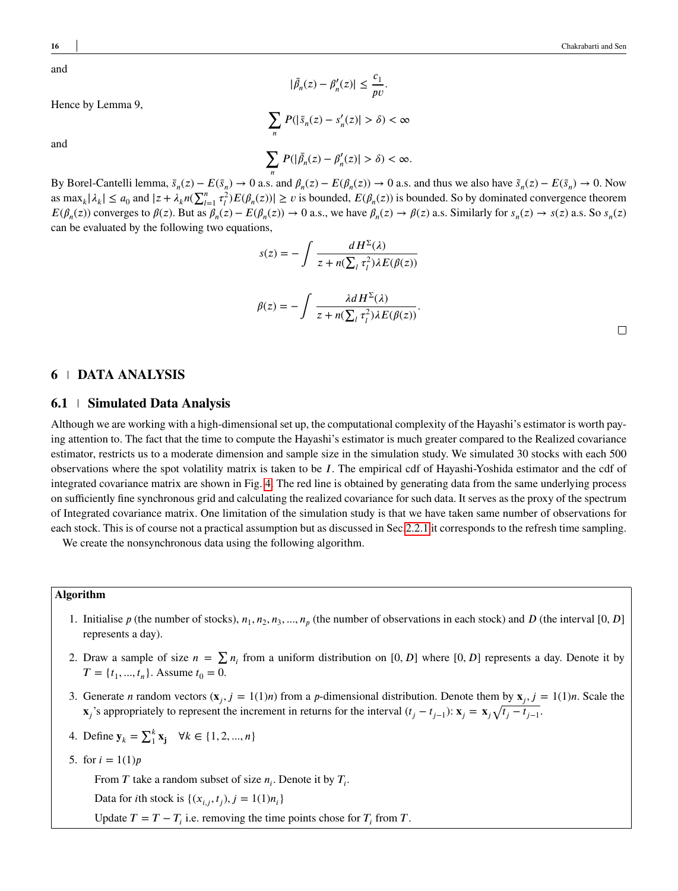and

$$|\bar{\beta}_n(z) - \beta_n'(z)| \le \frac{c_1}{pv}.$$

Hence by Lemma 9,

$$\sum_n P(|\bar{s}_n(z) - s_n'(z)| > \delta) < \infty$$

and

$$\sum_n P(|\bar{\beta}_n(z) - \beta_n'(z)| > \delta) < \infty.$$

By Borel-Cantelli lemma, $\bar{s}_n(z) - E(\bar{s}_n) \to 0$ a.s. and $\beta_n(z) - E(\beta_n(z)) \to 0$ a.s. and thus we also have $\tilde{s}_n(z) - E(\bar{s}_n) \to 0$. Now as $\max_k |\lambda_k| \le a_0$ and $|z + \lambda_k n(\sum_{l=1}^{n} \tau_l^2) E(\beta_n(z))| \ge v$ is bounded, $E(\beta_n(z))$ is bounded. So by dominated convergence theorem $E(\beta_n(z))$ converges to $\beta(z)$. But as $\beta_n(z) - E(\beta_n(z)) \to 0$ a.s., we have $\beta_n(z) \to \beta(z)$ a.s. Similarly for $s_n(z) \to s(z)$ a.s. So $s_n(z)$ can be evaluated by the following two equations,

$$s(z) = -\int \frac{dH^{\Sigma}(\lambda)}{z + n(\sum_l \tau_l^2)\lambda E(\beta(z))}$$

$$\beta(z) = -\int \frac{\lambda dH^{\Sigma}(\lambda)}{z + n(\sum_l \tau_l^2)\lambda E(\beta(z))}.$$

□

# 6 DATA ANALYSIS

## 6.1 Simulated Data Analysis

Although we are working with a high-dimensional set up, the computational complexity of the Hayashi's estimator is worth paying attention to. The fact that the time to compute the Hayashi's estimator is much greater compared to the Realized covariance estimator, restricts us to a moderate dimension and sample size in the simulation study. We simulated 30 stocks with each 500 observations where the spot volatility matrix is taken to be $I$. The empirical cdf of Hayashi-Yoshida estimator and the cdf of integrated covariance matrix are shown in Fig. 4. The red line is obtained by generating data from the same underlying process on sufficiently fine synchronous grid and calculating the realized covariance for such data. It serves as the proxy of the spectrum of Integrated covariance matrix. One limitation of the simulation study is that we have taken same number of observations for each stock. This is of course not a practical assumption but as discussed in Sec 2.2.1 it corresponds to the refresh time sampling.

We create the nonsynchronous data using the following algorithm.

**Algorithm**

1. Initialise $p$ (the number of stocks), $n_1, n_2, n_3, ..., n_p$ (the number of observations in each stock) and $D$ (the interval $[0, D]$ represents a day).
2. Draw a sample of size $n = \sum n_i$ from a uniform distribution on $[0, D]$ where $[0, D]$ represents a day. Denote it by $T = \{t_1, ..., t_n\}$. Assume $t_0 = 0$.
3. Generate $n$ random vectors ($\mathbf{x}_j, j = 1(1)n$) from a $p$-dimensional distribution. Denote them by $\mathbf{x}_j, j = 1(1)n$. Scale the $\mathbf{x}_j$'s appropriately to represent the increment in returns for the interval $(t_j - t_{j-1})$: $\mathbf{x}_j = \mathbf{x}_j \sqrt{t_j - t_{j-1}}$.
4. Define $\mathbf{y}_k = \sum_1^k \mathbf{x_j} \quad \forall k \in \{1, 2, ..., n\}$
5. for $i = 1(1)p$

   From $T$ take a random subset of size $n_i$. Denote it by $T_i$.

   Data for $i$th stock is $\{(x_{i,j}, t_j), j = 1(1)n_i\}$

   Update $T = T - T_i$ i.e. removing the time points chose for $T_i$ from $T$.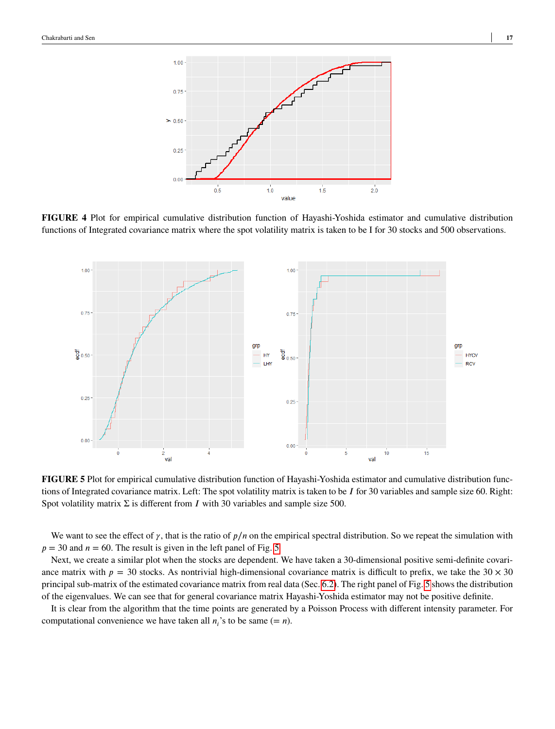**FIGURE 4** Plot for empirical cumulative distribution function of Hayashi-Yoshida estimator and cumulative distribution functions of Integrated covariance matrix where the spot volatility matrix is taken to be I for 30 stocks and 500 observations.

**FIGURE 5** Plot for empirical cumulative distribution function of Hayashi-Yoshida estimator and cumulative distribution functions of Integrated covariance matrix. Left: The spot volatility matrix is taken to be $I$ for 30 variables and sample size 60. Right: Spot volatility matrix $\Sigma$ is different from $I$ with 30 variables and sample size 500.

We want to see the effect of $\gamma$, that is the ratio of $p/n$ on the empirical spectral distribution. So we repeat the simulation with $p = 30$ and $n = 60$. The result is given in the left panel of Fig. 5.

Next, we create a similar plot when the stocks are dependent. We have taken a 30-dimensional positive semi-definite covariance matrix with $p = 30$ stocks. As nontrivial high-dimensional covariance matrix is difficult to prefix, we take the $30 \times 30$ principal sub-matrix of the estimated covariance matrix from real data (Sec. 6.2). The right panel of Fig. 5 shows the distribution of the eigenvalues. We can see that for general covariance matrix Hayashi-Yoshida estimator may not be positive definite.

It is clear from the algorithm that the time points are generated by a Poisson Process with different intensity parameter. For computational convenience we have taken all $n_i$'s to be same ($= n$).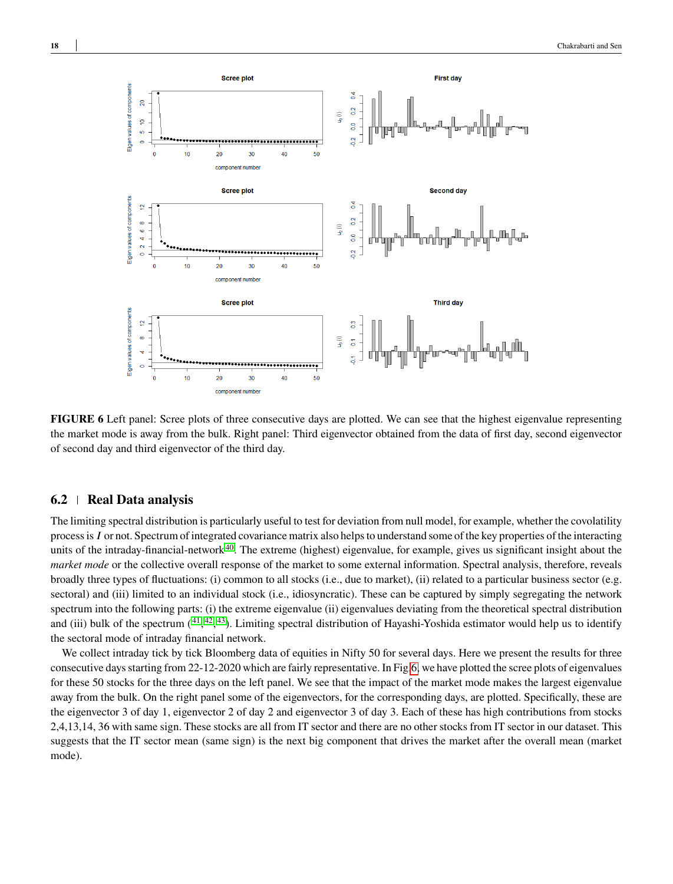**FIGURE 6** Left panel: Scree plots of three consecutive days are plotted. We can see that the highest eigenvalue representing the market mode is away from the bulk. Right panel: Third eigenvector obtained from the data of first day, second eigenvector of second day and third eigenvector of the third day.

## 6.2 | Real Data analysis

The limiting spectral distribution is particularly useful to test for deviation from null model, for example, whether the covolatility process is $I$ or not. Spectrum of integrated covariance matrix also helps to understand some of the key properties of the interacting units of the intraday-financial-network[40]. The extreme (highest) eigenvalue, for example, gives us significant insight about the *market mode* or the collective overall response of the market to some external information. Spectral analysis, therefore, reveals broadly three types of fluctuations: (i) common to all stocks (i.e., due to market), (ii) related to a particular business sector (e.g. sectoral) and (iii) limited to an individual stock (i.e., idiosyncratic). These can be captured by simply segregating the network spectrum into the following parts: (i) the extreme eigenvalue (ii) eigenvalues deviating from the theoretical spectral distribution and (iii) bulk of the spectrum ([41],[42],[43]). Limiting spectral distribution of Hayashi-Yoshida estimator would help us to identify the sectoral mode of intraday financial network.

We collect intraday tick by tick Bloomberg data of equities in Nifty 50 for several days. Here we present the results for three consecutive days starting from 22-12-2020 which are fairly representative. In Fig 6, we have plotted the scree plots of eigenvalues for these 50 stocks for the three days on the left panel. We see that the impact of the market mode makes the largest eigenvalue away from the bulk. On the right panel some of the eigenvectors, for the corresponding days, are plotted. Specifically, these are the eigenvector 3 of day 1, eigenvector 2 of day 2 and eigenvector 3 of day 3. Each of these has high contributions from stocks 2,4,13,14, 36 with same sign. These stocks are all from IT sector and there are no other stocks from IT sector in our dataset. This suggests that the IT sector mean (same sign) is the next big component that drives the market after the overall mean (market mode).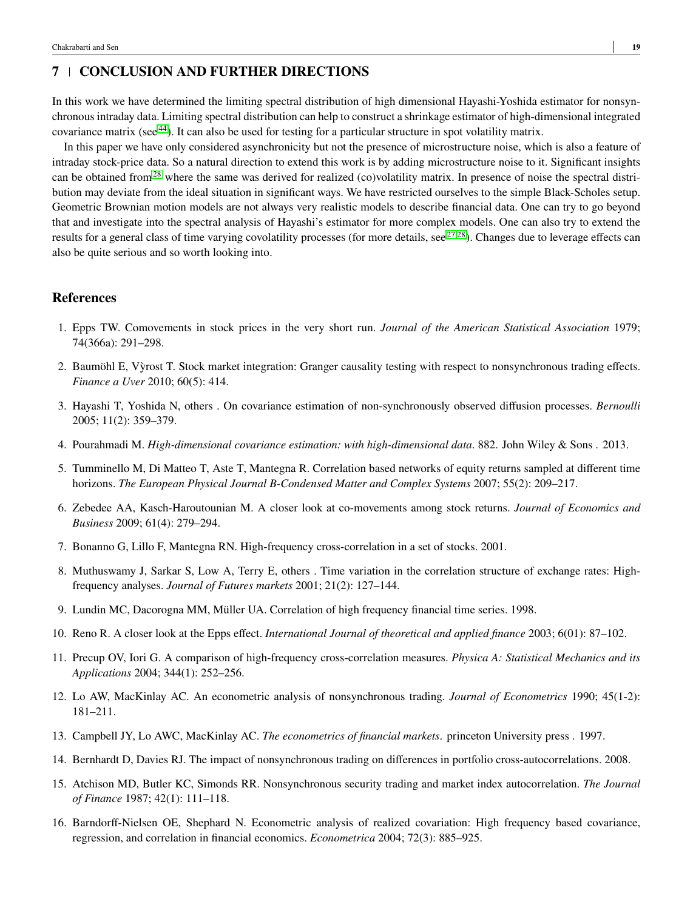## 7 | CONCLUSION AND FURTHER DIRECTIONS

In this work we have determined the limiting spectral distribution of high dimensional Hayashi-Yoshida estimator for nonsynchronous intraday data. Limiting spectral distribution can help to construct a shrinkage estimator of high-dimensional integrated covariance matrix (see[44]). It can also be used for testing for a particular structure in spot volatility matrix.

In this paper we have only considered asynchronicity but not the presence of microstructure noise, which is also a feature of intraday stock-price data. So a natural direction to extend this work is by adding microstructure noise to it. Significant insights can be obtained from[28] where the same was derived for realized (co)volatility matrix. In presence of noise the spectral distribution may deviate from the ideal situation in significant ways. We have restricted ourselves to the simple Black-Scholes setup. Geometric Brownian motion models are not always very realistic models to describe financial data. One can try to go beyond that and investigate into the spectral analysis of Hayashi's estimator for more complex models. One can also try to extend the results for a general class of time varying covolatility processes (for more details, see[27,28]). Changes due to leverage effects can also be quite serious and so worth looking into.

## References

1. Epps TW. Comovements in stock prices in the very short run. *Journal of the American Statistical Association* 1979; 74(366a): 291–298.
2. Baumöhl E, Vŷrost T. Stock market integration: Granger causality testing with respect to nonsynchronous trading effects. *Finance a Uver* 2010; 60(5): 414.
3. Hayashi T, Yoshida N, others . On covariance estimation of non-synchronously observed diffusion processes. *Bernoulli* 2005; 11(2): 359–379.
4. Pourahmadi M. *High-dimensional covariance estimation: with high-dimensional data*. 882. John Wiley & Sons . 2013.
5. Tumminello M, Di Matteo T, Aste T, Mantegna R. Correlation based networks of equity returns sampled at different time horizons. *The European Physical Journal B-Condensed Matter and Complex Systems* 2007; 55(2): 209–217.
6. Zebedee AA, Kasch-Haroutounian M. A closer look at co-movements among stock returns. *Journal of Economics and Business* 2009; 61(4): 279–294.
7. Bonanno G, Lillo F, Mantegna RN. High-frequency cross-correlation in a set of stocks. 2001.
8. Muthuswamy J, Sarkar S, Low A, Terry E, others . Time variation in the correlation structure of exchange rates: High-frequency analyses. *Journal of Futures markets* 2001; 21(2): 127–144.
9. Lundin MC, Dacorogna MM, Müller UA. Correlation of high frequency financial time series. 1998.
10. Reno R. A closer look at the Epps effect. *International Journal of theoretical and applied finance* 2003; 6(01): 87–102.
11. Precup OV, Iori G. A comparison of high-frequency cross-correlation measures. *Physica A: Statistical Mechanics and its Applications* 2004; 344(1): 252–256.
12. Lo AW, MacKinlay AC. An econometric analysis of nonsynchronous trading. *Journal of Econometrics* 1990; 45(1-2): 181–211.
13. Campbell JY, Lo AWC, MacKinlay AC. *The econometrics of financial markets*. princeton University press . 1997.
14. Bernhardt D, Davies RJ. The impact of nonsynchronous trading on differences in portfolio cross-autocorrelations. 2008.
15. Atchison MD, Butler KC, Simonds RR. Nonsynchronous security trading and market index autocorrelation. *The Journal of Finance* 1987; 42(1): 111–118.
16. Barndorff-Nielsen OE, Shephard N. Econometric analysis of realized covariation: High frequency based covariance, regression, and correlation in financial economics. *Econometrica* 2004; 72(3): 885–925.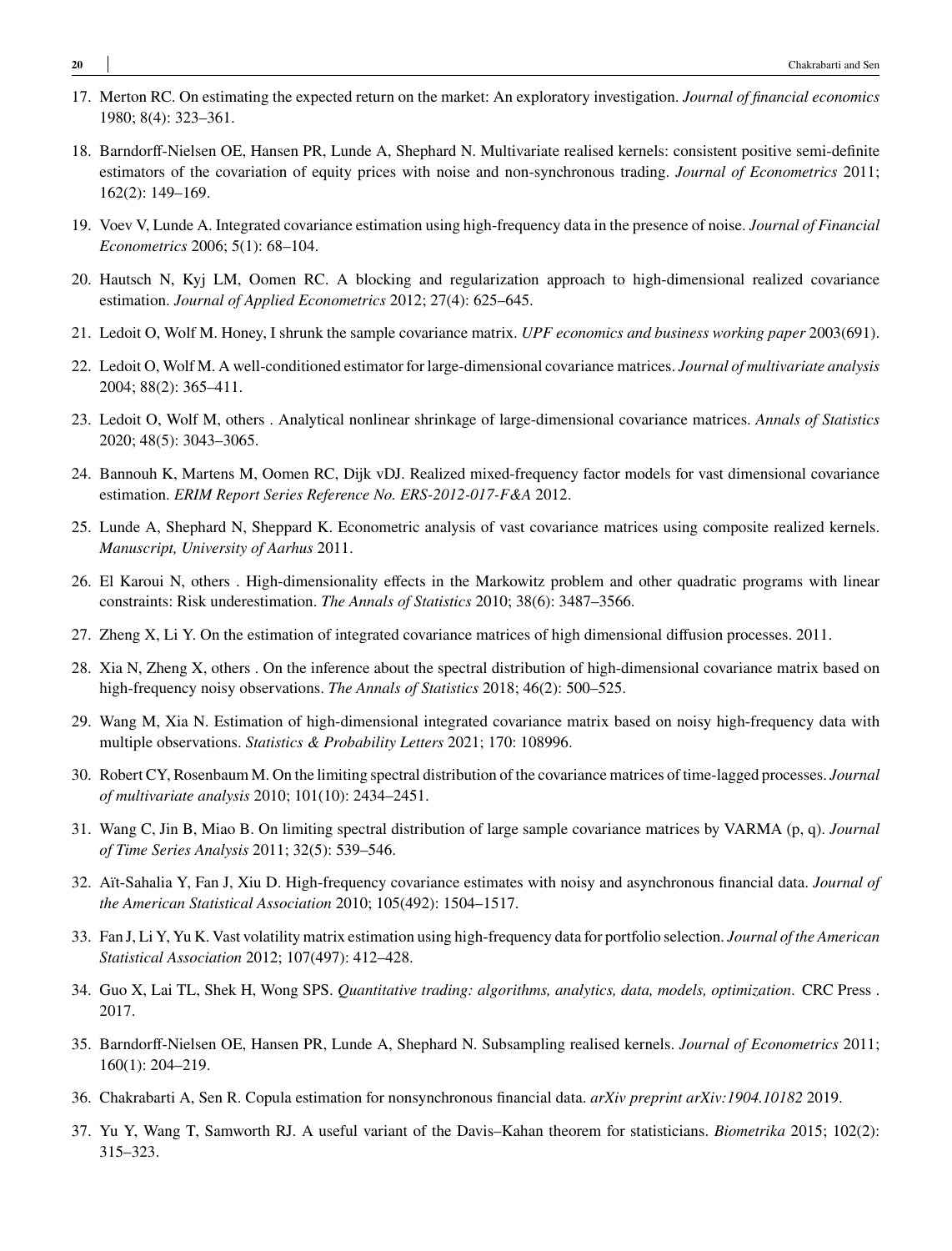17. Merton RC. On estimating the expected return on the market: An exploratory investigation. *Journal of financial economics* 1980; 8(4): 323–361.

18. Barndorff-Nielsen OE, Hansen PR, Lunde A, Shephard N. Multivariate realised kernels: consistent positive semi-definite estimators of the covariation of equity prices with noise and non-synchronous trading. *Journal of Econometrics* 2011; 162(2): 149–169.

19. Voev V, Lunde A. Integrated covariance estimation using high-frequency data in the presence of noise. *Journal of Financial Econometrics* 2006; 5(1): 68–104.

20. Hautsch N, Kyj LM, Oomen RC. A blocking and regularization approach to high-dimensional realized covariance estimation. *Journal of Applied Econometrics* 2012; 27(4): 625–645.

21. Ledoit O, Wolf M. Honey, I shrunk the sample covariance matrix. *UPF economics and business working paper* 2003(691).

22. Ledoit O, Wolf M. A well-conditioned estimator for large-dimensional covariance matrices. *Journal of multivariate analysis* 2004; 88(2): 365–411.

23. Ledoit O, Wolf M, others . Analytical nonlinear shrinkage of large-dimensional covariance matrices. *Annals of Statistics* 2020; 48(5): 3043–3065.

24. Bannouh K, Martens M, Oomen RC, Dijk vDJ. Realized mixed-frequency factor models for vast dimensional covariance estimation. *ERIM Report Series Reference No. ERS-2012-017-F&A* 2012.

25. Lunde A, Shephard N, Sheppard K. Econometric analysis of vast covariance matrices using composite realized kernels. *Manuscript, University of Aarhus* 2011.

26. El Karoui N, others . High-dimensionality effects in the Markowitz problem and other quadratic programs with linear constraints: Risk underestimation. *The Annals of Statistics* 2010; 38(6): 3487–3566.

27. Zheng X, Li Y. On the estimation of integrated covariance matrices of high dimensional diffusion processes. 2011.

28. Xia N, Zheng X, others . On the inference about the spectral distribution of high-dimensional covariance matrix based on high-frequency noisy observations. *The Annals of Statistics* 2018; 46(2): 500–525.

29. Wang M, Xia N. Estimation of high-dimensional integrated covariance matrix based on noisy high-frequency data with multiple observations. *Statistics & Probability Letters* 2021; 170: 108996.

30. Robert CY, Rosenbaum M. On the limiting spectral distribution of the covariance matrices of time-lagged processes. *Journal of multivariate analysis* 2010; 101(10): 2434–2451.

31. Wang C, Jin B, Miao B. On limiting spectral distribution of large sample covariance matrices by VARMA (p, q). *Journal of Time Series Analysis* 2011; 32(5): 539–546.

32. Aït-Sahalia Y, Fan J, Xiu D. High-frequency covariance estimates with noisy and asynchronous financial data. *Journal of the American Statistical Association* 2010; 105(492): 1504–1517.

33. Fan J, Li Y, Yu K. Vast volatility matrix estimation using high-frequency data for portfolio selection. *Journal of the American Statistical Association* 2012; 107(497): 412–428.

34. Guo X, Lai TL, Shek H, Wong SPS. *Quantitative trading: algorithms, analytics, data, models, optimization*. CRC Press . 2017.

35. Barndorff-Nielsen OE, Hansen PR, Lunde A, Shephard N. Subsampling realised kernels. *Journal of Econometrics* 2011; 160(1): 204–219.

36. Chakrabarti A, Sen R. Copula estimation for nonsynchronous financial data. *arXiv preprint arXiv:1904.10182* 2019.

37. Yu Y, Wang T, Samworth RJ. A useful variant of the Davis–Kahan theorem for statisticians. *Biometrika* 2015; 102(2): 315–323.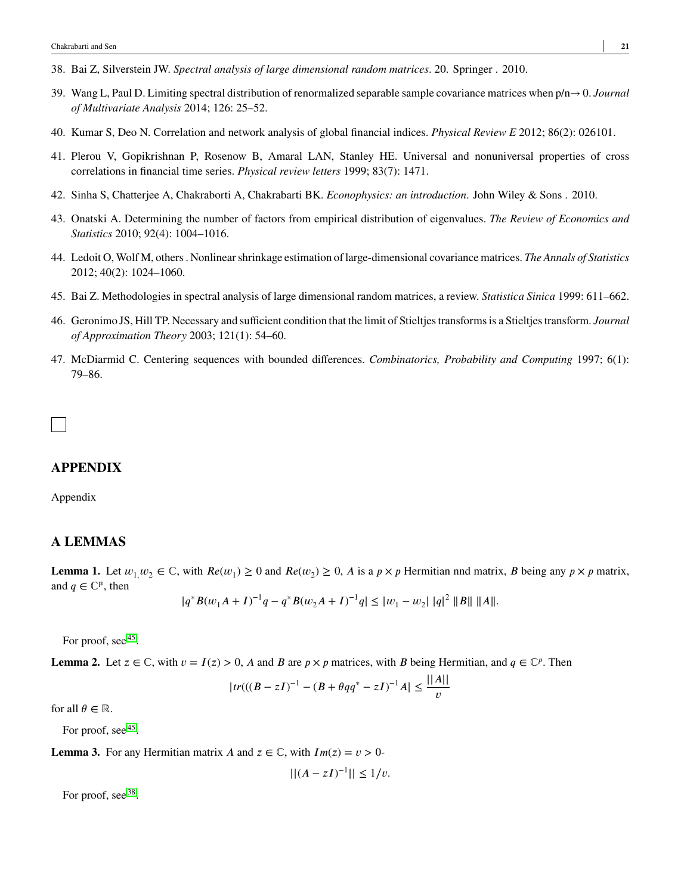38. Bai Z, Silverstein JW. *Spectral analysis of large dimensional random matrices*. 20. Springer . 2010.

39. Wang L, Paul D. Limiting spectral distribution of renormalized separable sample covariance matrices when p/n→ 0. *Journal of Multivariate Analysis* 2014; 126: 25–52.

40. Kumar S, Deo N. Correlation and network analysis of global financial indices. *Physical Review E* 2012; 86(2): 026101.

41. Plerou V, Gopikrishnan P, Rosenow B, Amaral LAN, Stanley HE. Universal and nonuniversal properties of cross correlations in financial time series. *Physical review letters* 1999; 83(7): 1471.

42. Sinha S, Chatterjee A, Chakraborti A, Chakrabarti BK. *Econophysics: an introduction*. John Wiley & Sons . 2010.

43. Onatski A. Determining the number of factors from empirical distribution of eigenvalues. *The Review of Economics and Statistics* 2010; 92(4): 1004–1016.

44. Ledoit O, Wolf M, others . Nonlinear shrinkage estimation of large-dimensional covariance matrices. *The Annals of Statistics* 2012; 40(2): 1024–1060.

45. Bai Z. Methodologies in spectral analysis of large dimensional random matrices, a review. *Statistica Sinica* 1999: 611–662.

46. Geronimo JS, Hill TP. Necessary and sufficient condition that the limit of Stieltjes transforms is a Stieltjes transform. *Journal of Approximation Theory* 2003; 121(1): 54–60.

47. McDiarmid C. Centering sequences with bounded differences. *Combinatorics, Probability and Computing* 1997; 6(1): 79–86.

## APPENDIX

Appendix

## A LEMMAS

**Lemma 1.** Let $w_1, w_2 \in \mathbb{C}$, with $Re(w_1) \geq 0$ and $Re(w_2) \geq 0$, $A$ is a $p \times p$ Hermitian nnd matrix, $B$ being any $p \times p$ matrix, and $q \in \mathbb{C}^p$, then

$$|q^* B(w_1 A + I)^{-1} q - q^* B(w_2 A + I)^{-1} q| \leq |w_1 - w_2| \, |q|^2 \, \|B\| \, \|A\|.$$

For proof, see[45].

**Lemma 2.** Let $z \in \mathbb{C}$, with $v = I(z) > 0$, $A$ and $B$ are $p \times p$ matrices, with $B$ being Hermitian, and $q \in \mathbb{C}^p$. Then

$$|tr(((B - zI)^{-1} - (B + \theta q q^* - zI)^{-1} A| \leq \frac{||A||}{v}$$

for all $\theta \in \mathbb{R}$.

For proof, see[45].

**Lemma 3.** For any Hermitian matrix $A$ and $z \in \mathbb{C}$, with $Im(z) = v > 0$-

$$||(A - zI)^{-1}|| \leq 1/v.$$

For proof, see[38].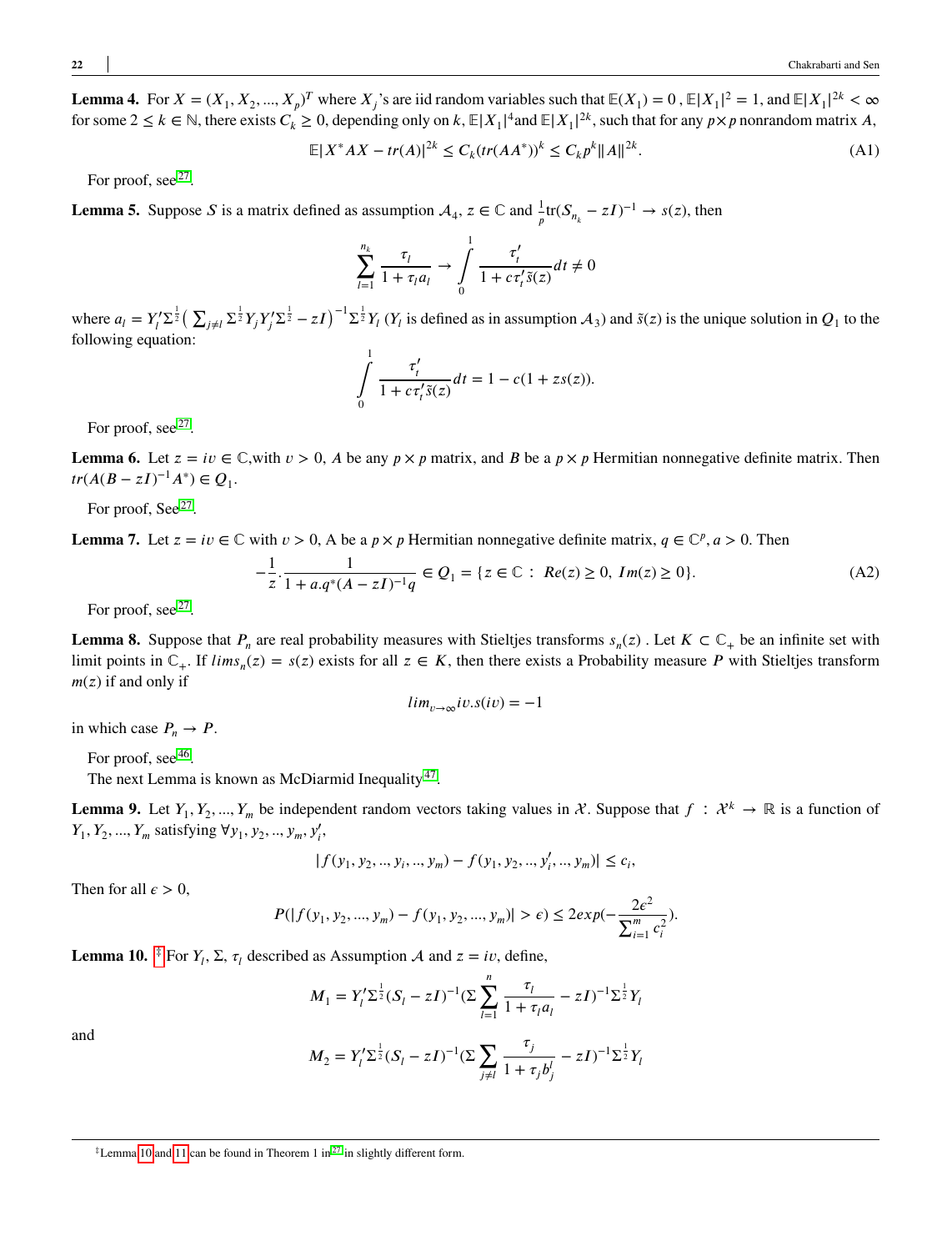**Lemma 4.** For $X = (X_1, X_2, ..., X_p)^T$ where $X_j$'s are iid random variables such that $\mathbb{E}(X_1) = 0$ , $\mathbb{E}|X_1|^2 = 1$, and $\mathbb{E}|X_1|^{2k} < \infty$ for some $2 \leq k \in \mathbb{N}$, there exists $C_k \geq 0$, depending only on $k$, $\mathbb{E}|X_1|^4$and $\mathbb{E}|X_1|^{2k}$, such that for any $p \times p$ nonrandom matrix $A$,

$$\mathbb{E}|X^*AX - tr(A)|^{2k} \leq C_k(tr(AA^*))^k \leq C_k p^k \|A\|^{2k}. \tag{A1}$$

For proof, see[27].

**Lemma 5.** Suppose $S$ is a matrix defined as assumption $\mathcal{A}_4$, $z \in \mathbb{C}$ and $\frac{1}{p}\text{tr}(S_{n_k} - zI)^{-1} \to s(z)$, then

$$\sum_{l=1}^{n_k} \frac{\tau_l}{1+\tau_l a_l} \to \int_0^1 \frac{\tau'_t}{1+c\tau'_t\tilde{s}(z)}dt \neq 0$$

where $a_l = Y'_l\Sigma^{\frac{1}{2}}\big(\sum_{j\neq l}\Sigma^{\frac{1}{2}}Y_jY'_j\Sigma^{\frac{1}{2}} - zI\big)^{-1}\Sigma^{\frac{1}{2}}Y_l$ ($Y_l$ is defined as in assumption $\mathcal{A}_3$) and $\tilde{s}(z)$ is the unique solution in $Q_1$ to the following equation:

$$\int_0^1 \frac{\tau'_t}{1+c\tau'_t\tilde{s}(z)}dt = 1 - c(1+zs(z)).$$

For proof, see[27].

**Lemma 6.** Let $z = iv \in \mathbb{C}$,with $v > 0$, $A$ be any $p \times p$ matrix, and $B$ be a $p \times p$ Hermitian nonnegative definite matrix. Then $tr(A(B - zI)^{-1}A^*) \in Q_1$.

For proof, See[27].

**Lemma 7.** Let $z = iv \in \mathbb{C}$ with $v > 0$, A be a $p \times p$ Hermitian nonnegative definite matrix, $q \in \mathbb{C}^p$, $a > 0$. Then

$$-\frac{1}{z}.\frac{1}{1+a.q^*(A-zI)^{-1}q} \in Q_1 = \{z \in \mathbb{C} : \ Re(z) \geq 0, \ Im(z) \geq 0\}. \tag{A2}$$

For proof, see[27].

**Lemma 8.** Suppose that $P_n$ are real probability measures with Stieltjes transforms $s_n(z)$ . Let $K \subset \mathbb{C}_+$ be an infinite set with limit points in $\mathbb{C}_+$. If $lim s_n(z) = s(z)$ exists for all $z \in K$, then there exists a Probability measure $P$ with Stieltjes transform $m(z)$ if and only if

$$lim_{v\to\infty} iv.s(iv) = -1$$

in which case $P_n \to P$.

For proof, see[46].

The next Lemma is known as McDiarmid Inequality[47].

**Lemma 9.** Let $Y_1, Y_2, ..., Y_m$ be independent random vectors taking values in $\mathcal{X}$. Suppose that $f : \mathcal{X}^k \to \mathbb{R}$ is a function of $Y_1, Y_2, ..., Y_m$ satisfying $\forall y_1, y_2, .., y_m, y'_i$,

$$|f(y_1, y_2, .., y_i, .., y_m) - f(y_1, y_2, .., y'_i, .., y_m)| \leq c_i,$$

Then for all $\epsilon > 0$,

$$P(|f(y_1, y_2, ..., y_m) - f(y_1, y_2, ..., y_m)| > \epsilon) \leq 2exp(-\frac{2\epsilon^2}{\sum_{i=1}^m c_i^2}).$$

**Lemma 10.** [‡] For $Y_l$, $\Sigma$, $\tau_l$ described as Assumption $\mathcal{A}$ and $z = iv$, define,

$$M_1 = Y'_l\Sigma^{\frac{1}{2}}(S_l - zI)^{-1}(\Sigma\sum_{l=1}^n \frac{\tau_l}{1+\tau_l a_l} - zI)^{-1}\Sigma^{\frac{1}{2}}Y_l$$

and

$$M_2 = Y'_l\Sigma^{\frac{1}{2}}(S_l - zI)^{-1}(\Sigma\sum_{j\neq l} \frac{\tau_j}{1+\tau_j b^l_j} - zI)^{-1}\Sigma^{\frac{1}{2}}Y_l$$

[‡] Lemma 10 and 11 can be found in Theorem 1 in[27] in slightly different form.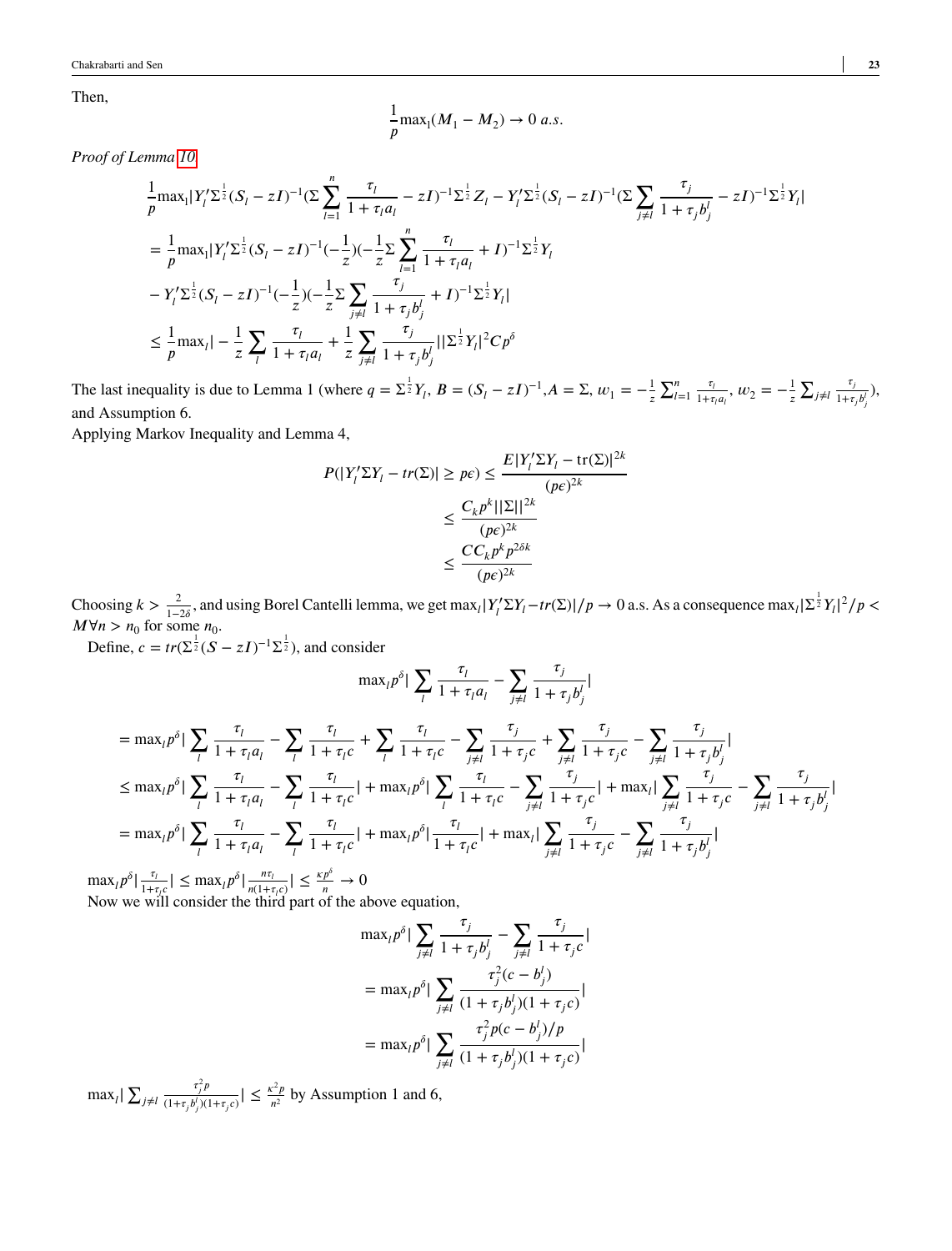Then,

$$\frac{1}{p}\max_1(M_1 - M_2) \to 0 \; a.s.$$

*Proof of Lemma 10*

$$\begin{aligned}
&\frac{1}{p}\max_1|Y_l'\Sigma^{\frac{1}{2}}(S_l - zI)^{-1}(\Sigma\sum_{l=1}^{n}\frac{\tau_l}{1+\tau_l a_l} - zI)^{-1}\Sigma^{\frac{1}{2}}Z_l - Y_l'\Sigma^{\frac{1}{2}}(S_l - zI)^{-1}(\Sigma\sum_{j\neq l}\frac{\tau_j}{1+\tau_j b_j^l} - zI)^{-1}\Sigma^{\frac{1}{2}}Y_l| \\
&= \frac{1}{p}\max_1|Y_l'\Sigma^{\frac{1}{2}}(S_l - zI)^{-1}(-\frac{1}{z})(-\frac{1}{z}\Sigma\sum_{l=1}^{n}\frac{\tau_l}{1+\tau_l a_l} + I)^{-1}\Sigma^{\frac{1}{2}}Y_l \\
&- Y_l'\Sigma^{\frac{1}{2}}(S_l - zI)^{-1}(-\frac{1}{z})(-\frac{1}{z}\Sigma\sum_{j\neq l}\frac{\tau_j}{1+\tau_j b_j^l} + I)^{-1}\Sigma^{\frac{1}{2}}Y_l| \\
&\leq \frac{1}{p}\max_l|-\frac{1}{z}\sum_l\frac{\tau_l}{1+\tau_l a_l} + \frac{1}{z}\sum_{j\neq l}\frac{\tau_j}{1+\tau_j b_j^l}||\Sigma^{\frac{1}{2}}Y_l|^2 C p^{\delta}
\end{aligned}$$

The last inequality is due to Lemma 1 (where $q = \Sigma^{\frac{1}{2}}Y_l$, $B = (S_l - zI)^{-1}$,$A = \Sigma$, $w_1 = -\frac{1}{z}\sum_{l=1}^{n}\frac{\tau_l}{1+\tau_l a_l}$, $w_2 = -\frac{1}{z}\sum_{j\neq l}\frac{\tau_j}{1+\tau_j b_j^l}$), and Assumption 6.

Applying Markov Inequality and Lemma 4,

$$\begin{aligned}
P(|Y_l'\Sigma Y_l - tr(\Sigma)| \geq p\epsilon) &\leq \frac{E|Y_l'\Sigma Y_l - \mathrm{tr}(\Sigma)|^{2k}}{(p\epsilon)^{2k}} \\
&\leq \frac{C_k p^k ||\Sigma||^{2k}}{(p\epsilon)^{2k}} \\
&\leq \frac{C C_k p^k p^{2\delta k}}{(p\epsilon)^{2k}}
\end{aligned}$$

Choosing $k > \frac{2}{1-2\delta}$, and using Borel Cantelli lemma, we get $\max_l|Y_l'\Sigma Y_l - tr(\Sigma)|/p \to 0$ a.s. As a consequence $\max_l|\Sigma^{\frac{1}{2}}Y_l|^2/p < M \forall n > n_0$ for some $n_0$.

Define, $c = tr(\Sigma^{\frac{1}{2}}(S - zI)^{-1}\Sigma^{\frac{1}{2}})$, and consider

$$\max_l p^{\delta}|\sum_l\frac{\tau_l}{1+\tau_l a_l} - \sum_{j\neq l}\frac{\tau_j}{1+\tau_j b_j^l}|$$

$$\begin{aligned}
&= \max_l p^{\delta}|\sum_l\frac{\tau_l}{1+\tau_l a_l} - \sum_l\frac{\tau_l}{1+\tau_l c} + \sum_l\frac{\tau_l}{1+\tau_l c} - \sum_{j\neq l}\frac{\tau_j}{1+\tau_j c} + \sum_{j\neq l}\frac{\tau_j}{1+\tau_j c} - \sum_{j\neq l}\frac{\tau_j}{1+\tau_j b_j^l}| \\
&\leq \max_l p^{\delta}|\sum_l\frac{\tau_l}{1+\tau_l a_l} - \sum_l\frac{\tau_l}{1+\tau_l c}| + \max_l p^{\delta}|\sum_l\frac{\tau_l}{1+\tau_l c} - \sum_{j\neq l}\frac{\tau_j}{1+\tau_j c}| + \max_l|\sum_{j\neq l}\frac{\tau_j}{1+\tau_j c} - \sum_{j\neq l}\frac{\tau_j}{1+\tau_j b_j^l}| \\
&= \max_l p^{\delta}|\sum_l\frac{\tau_l}{1+\tau_l a_l} - \sum_l\frac{\tau_l}{1+\tau_l c}| + \max_l p^{\delta}|\frac{\tau_l}{1+\tau_l c}| + \max_l|\sum_{j\neq l}\frac{\tau_j}{1+\tau_j c} - \sum_{j\neq l}\frac{\tau_j}{1+\tau_j b_j^l}|
\end{aligned}$$

$\max_l p^{\delta}|\frac{\tau_l}{1+\tau_j c}| \leq \max_l p^{\delta}|\frac{n\tau_l}{n(1+\tau_l c)}| \leq \frac{\kappa p^{\delta}}{n} \to 0$

Now we will consider the third part of the above equation,

$$\begin{aligned}
&\max_l p^{\delta}|\sum_{j\neq l}\frac{\tau_j}{1+\tau_j b_j^l} - \sum_{j\neq l}\frac{\tau_j}{1+\tau_j c}| \\
&= \max_l p^{\delta}|\sum_{j\neq l}\frac{\tau_j^2(c - b_j^l)}{(1+\tau_j b_j^l)(1+\tau_j c)}| \\
&= \max_l p^{\delta}|\sum_{j\neq l}\frac{\tau_j^2 p(c - b_j^l)/p}{(1+\tau_j b_j^l)(1+\tau_j c)}|
\end{aligned}$$

$\max_l|\sum_{j\neq l}\frac{\tau_j^2 p}{(1+\tau_j b_j^l)(1+\tau_j c)}| \leq \frac{\kappa^2 p}{n^2}$ by Assumption 1 and 6,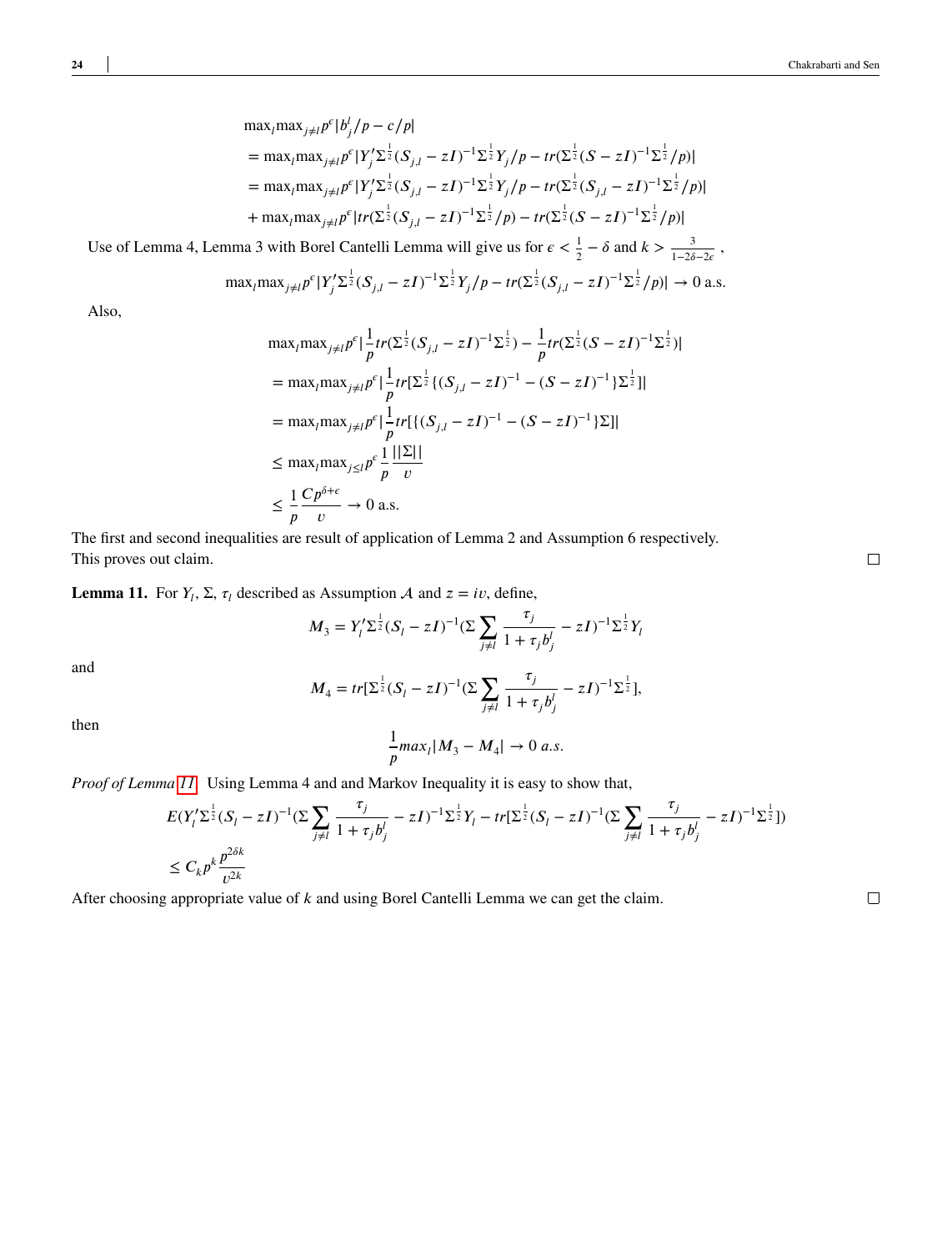$$
\begin{aligned}
&\max_l \max_{j\neq l} p^{\epsilon} |b_j^l/p - c/p| \\
&= \max_l \max_{j\neq l} p^{\epsilon} |Y_j' \Sigma^{\frac{1}{2}} (S_{j,l} - zI)^{-1} \Sigma^{\frac{1}{2}} Y_j / p - tr(\Sigma^{\frac{1}{2}} (S - zI)^{-1} \Sigma^{\frac{1}{2}} / p)| \\
&= \max_l \max_{j\neq l} p^{\epsilon} |Y_j' \Sigma^{\frac{1}{2}} (S_{j,l} - zI)^{-1} \Sigma^{\frac{1}{2}} Y_j / p - tr(\Sigma^{\frac{1}{2}} (S_{j,l} - zI)^{-1} \Sigma^{\frac{1}{2}} / p)| \\
&+ \max_l \max_{j\neq l} p^{\epsilon} |tr(\Sigma^{\frac{1}{2}} (S_{j,l} - zI)^{-1} \Sigma^{\frac{1}{2}} / p) - tr(\Sigma^{\frac{1}{2}} (S - zI)^{-1} \Sigma^{\frac{1}{2}} / p)|
\end{aligned}
$$

Use of Lemma 4, Lemma 3 with Borel Cantelli Lemma will give us for $\epsilon < \frac{1}{2} - \delta$ and $k > \frac{3}{1-2\delta-2\epsilon}$ ,

$$
\max_l \max_{j\neq l} p^{\epsilon} |Y_j' \Sigma^{\frac{1}{2}} (S_{j,l} - zI)^{-1} \Sigma^{\frac{1}{2}} Y_j / p - tr(\Sigma^{\frac{1}{2}} (S_{j,l} - zI)^{-1} \Sigma^{\frac{1}{2}} / p)| \to 0 \text{ a.s.}
$$

Also,

$$
\begin{aligned}
&\max_l \max_{j\neq l} p^{\epsilon} |\frac{1}{p} tr(\Sigma^{\frac{1}{2}} (S_{j,l} - zI)^{-1} \Sigma^{\frac{1}{2}}) - \frac{1}{p} tr(\Sigma^{\frac{1}{2}} (S - zI)^{-1} \Sigma^{\frac{1}{2}})| \\
&= \max_l \max_{j\neq l} p^{\epsilon} |\frac{1}{p} tr[\Sigma^{\frac{1}{2}} \{(S_{j,l} - zI)^{-1} - (S - zI)^{-1}\} \Sigma^{\frac{1}{2}}]| \\
&= \max_l \max_{j\neq l} p^{\epsilon} |\frac{1}{p} tr[\{(S_{j,l} - zI)^{-1} - (S - zI)^{-1}\} \Sigma]| \\
&\leq \max_l \max_{j\leq l} p^{\epsilon} \frac{1}{p} \frac{||\Sigma||}{v} \\
&\leq \frac{1}{p} \frac{C p^{\delta+\epsilon}}{v} \to 0 \text{ a.s.}
\end{aligned}
$$

The first and second inequalities are result of application of Lemma 2 and Assumption 6 respectively. This proves out claim. □

**Lemma 11.** For $Y_l$, $\Sigma$, $\tau_l$ described as Assumption $\mathcal{A}$ and $z = iv$, define,

$$
M_3 = Y_l' \Sigma^{\frac{1}{2}} (S_l - zI)^{-1} (\Sigma \sum_{j\neq l} \frac{\tau_j}{1 + \tau_j b_j^l} - zI)^{-1} \Sigma^{\frac{1}{2}} Y_l
$$

and

$$
M_4 = tr[\Sigma^{\frac{1}{2}} (S_l - zI)^{-1} (\Sigma \sum_{j\neq l} \frac{\tau_j}{1 + \tau_j b_j^l} - zI)^{-1} \Sigma^{\frac{1}{2}}],
$$

then

$$
\frac{1}{p} max_l |M_3 - M_4| \to 0 \; a.s.
$$

*Proof of Lemma 11.* Using Lemma 4 and and Markov Inequality it is easy to show that,

$$
\begin{aligned}
&E(Y_l' \Sigma^{\frac{1}{2}} (S_l - zI)^{-1} (\Sigma \sum_{j\neq l} \frac{\tau_j}{1 + \tau_j b_j^l} - zI)^{-1} \Sigma^{\frac{1}{2}} Y_l - tr[\Sigma^{\frac{1}{2}} (S_l - zI)^{-1} (\Sigma \sum_{j\neq l} \frac{\tau_j}{1 + \tau_j b_j^l} - zI)^{-1} \Sigma^{\frac{1}{2}}]) \\
&\leq C_k p^k \frac{p^{2\delta k}}{v^{2k}}
\end{aligned}
$$

After choosing appropriate value of $k$ and using Borel Cantelli Lemma we can get the claim. □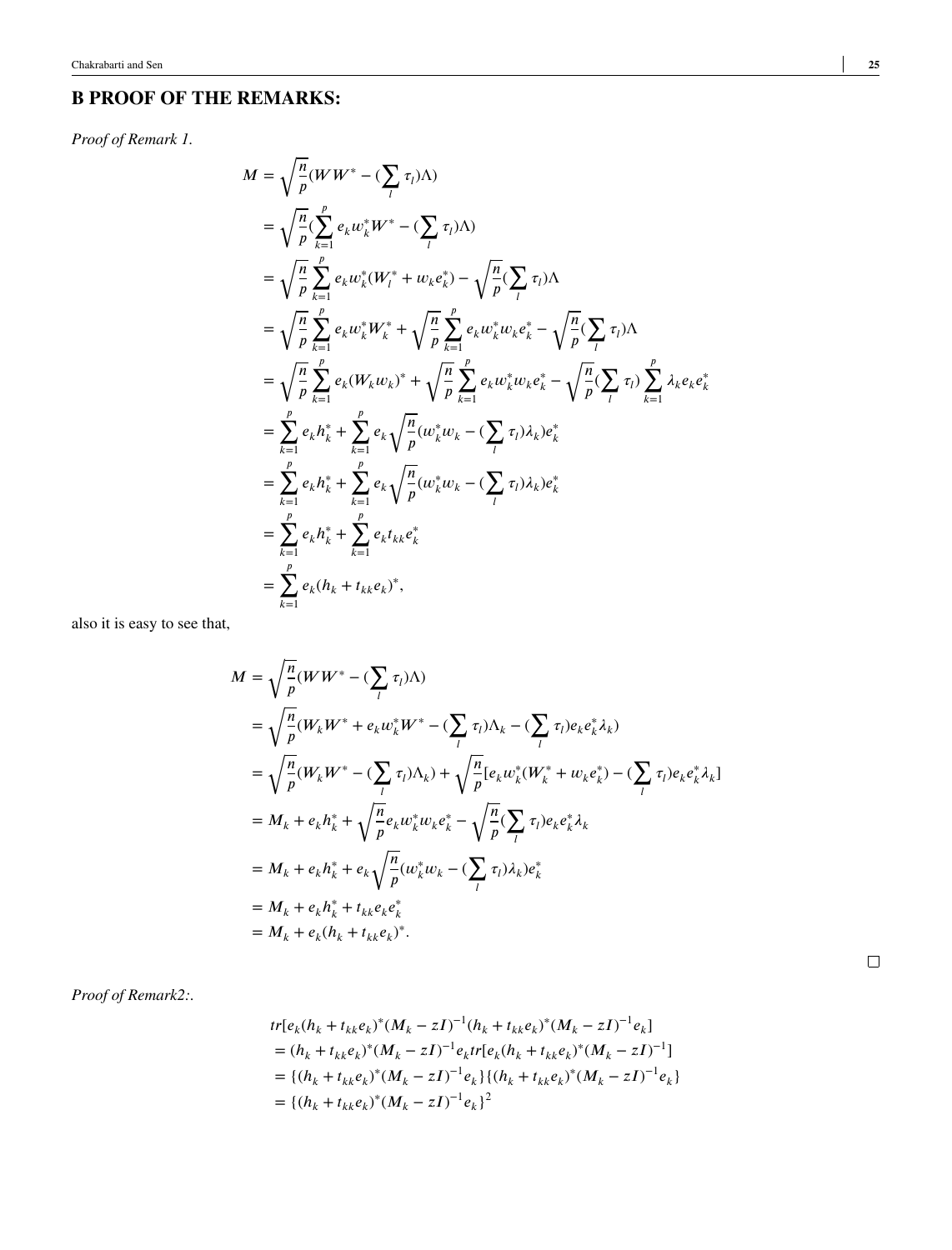# B PROOF OF THE REMARKS:

*Proof of Remark 1.*

$$
\begin{aligned}
M &= \sqrt{\frac{n}{p}}(WW^* - (\sum_l \tau_l)\Lambda) \\
&= \sqrt{\frac{n}{p}}(\sum_{k=1}^{p} e_k w_k^* W^* - (\sum_l \tau_l)\Lambda) \\
&= \sqrt{\frac{n}{p}} \sum_{k=1}^{p} e_k w_k^* (W_l^* + w_k e_k^*) - \sqrt{\frac{n}{p}}(\sum_l \tau_l)\Lambda \\
&= \sqrt{\frac{n}{p}} \sum_{k=1}^{p} e_k w_k^* W_k^* + \sqrt{\frac{n}{p}} \sum_{k=1}^{p} e_k w_k^* w_k e_k^* - \sqrt{\frac{n}{p}}(\sum_l \tau_l)\Lambda \\
&= \sqrt{\frac{n}{p}} \sum_{k=1}^{p} e_k (W_k w_k)^* + \sqrt{\frac{n}{p}} \sum_{k=1}^{p} e_k w_k^* w_k e_k^* - \sqrt{\frac{n}{p}}(\sum_l \tau_l) \sum_{k=1}^{p} \lambda_k e_k e_k^* \\
&= \sum_{k=1}^{p} e_k h_k^* + \sum_{k=1}^{p} e_k \sqrt{\frac{n}{p}}(w_k^* w_k - (\sum_l \tau_l)\lambda_k) e_k^* \\
&= \sum_{k=1}^{p} e_k h_k^* + \sum_{k=1}^{p} e_k \sqrt{\frac{n}{p}}(w_k^* w_k - (\sum_l \tau_l)\lambda_k) e_k^* \\
&= \sum_{k=1}^{p} e_k h_k^* + \sum_{k=1}^{p} e_k t_{kk} e_k^* \\
&= \sum_{k=1}^{p} e_k (h_k + t_{kk} e_k)^*,
\end{aligned}
$$

also it is easy to see that,

$$
\begin{aligned}
M &= \sqrt{\frac{n}{p}}(WW^* - (\sum_l \tau_l)\Lambda) \\
&= \sqrt{\frac{n}{p}}(W_k W^* + e_k w_k^* W^* - (\sum_l \tau_l)\Lambda_k - (\sum_l \tau_l) e_k e_k^* \lambda_k) \\
&= \sqrt{\frac{n}{p}}(W_k W^* - (\sum_l \tau_l)\Lambda_k) + \sqrt{\frac{n}{p}}[e_k w_k^* (W_k^* + w_k e_k^*) - (\sum_l \tau_l) e_k e_k^* \lambda_k] \\
&= M_k + e_k h_k^* + \sqrt{\frac{n}{p}} e_k w_k^* w_k e_k^* - \sqrt{\frac{n}{p}}(\sum_l \tau_l) e_k e_k^* \lambda_k \\
&= M_k + e_k h_k^* + e_k \sqrt{\frac{n}{p}}(w_k^* w_k - (\sum_l \tau_l)\lambda_k) e_k^* \\
&= M_k + e_k h_k^* + t_{kk} e_k e_k^* \\
&= M_k + e_k (h_k + t_{kk} e_k)^*.
\end{aligned}
$$

□

*Proof of Remark2:.*

$$
\begin{aligned}
& tr[e_k(h_k + t_{kk}e_k)^*(M_k - zI)^{-1}(h_k + t_{kk}e_k)^*(M_k - zI)^{-1}e_k] \\
&= (h_k + t_{kk}e_k)^*(M_k - zI)^{-1}e_k tr[e_k(h_k + t_{kk}e_k)^*(M_k - zI)^{-1}] \\
&= \{(h_k + t_{kk}e_k)^*(M_k - zI)^{-1}e_k\}\{(h_k + t_{kk}e_k)^*(M_k - zI)^{-1}e_k\} \\
&= \{(h_k + t_{kk}e_k)^*(M_k - zI)^{-1}e_k\}^2
\end{aligned}
$$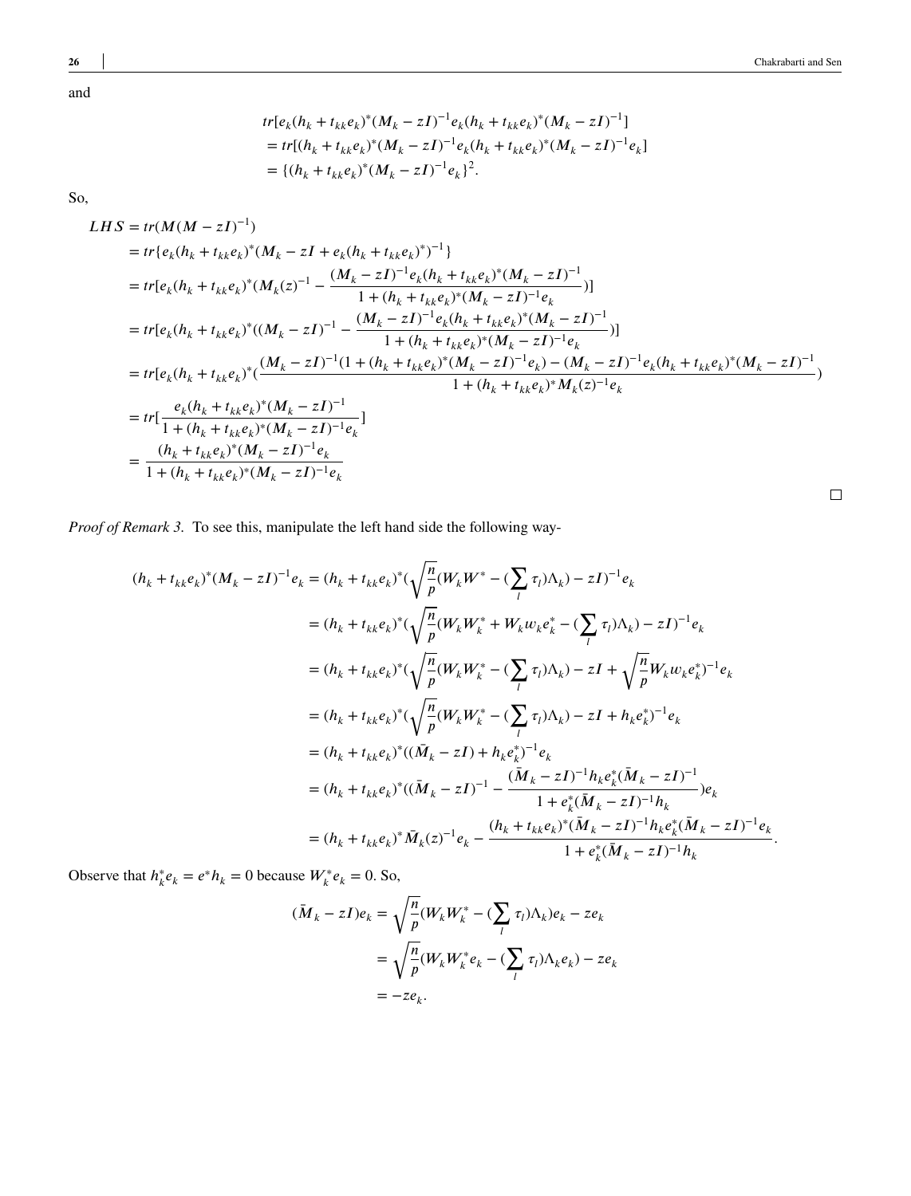and

$$
\begin{aligned}
&tr[e_k(h_k + t_{kk}e_k)^*(M_k - zI)^{-1}e_k(h_k + t_{kk}e_k)^*(M_k - zI)^{-1}] \\
&= tr[(h_k + t_{kk}e_k)^*(M_k - zI)^{-1}e_k(h_k + t_{kk}e_k)^*(M_k - zI)^{-1}e_k] \\
&= \{(h_k + t_{kk}e_k)^*(M_k - zI)^{-1}e_k\}^2.
\end{aligned}
$$

So,

$$
\begin{aligned}
LHS &= tr(M(M - zI)^{-1}) \\
&= tr\{e_k(h_k + t_{kk}e_k)^*(M_k - zI + e_k(h_k + t_{kk}e_k)^*)^{-1}\} \\
&= tr[e_k(h_k + t_{kk}e_k)^*(M_k(z)^{-1} - \frac{(M_k - zI)^{-1}e_k(h_k + t_{kk}e_k)^*(M_k - zI)^{-1}}{1 + (h_k + t_{kk}e_k)^*(M_k - zI)^{-1}e_k})] \\
&= tr[e_k(h_k + t_{kk}e_k)^*((M_k - zI)^{-1} - \frac{(M_k - zI)^{-1}e_k(h_k + t_{kk}e_k)^*(M_k - zI)^{-1}}{1 + (h_k + t_{kk}e_k)^*(M_k - zI)^{-1}e_k})] \\
&= tr[e_k(h_k + t_{kk}e_k)^*(\frac{(M_k - zI)^{-1}(1 + (h_k + t_{kk}e_k)^*(M_k - zI)^{-1}e_k) - (M_k - zI)^{-1}e_k(h_k + t_{kk}e_k)^*(M_k - zI)^{-1}}{1 + (h_k + t_{kk}e_k)^*M_k(z)^{-1}e_k}) \\
&= tr[\frac{e_k(h_k + t_{kk}e_k)^*(M_k - zI)^{-1}}{1 + (h_k + t_{kk}e_k)^*(M_k - zI)^{-1}e_k}] \\
&= \frac{(h_k + t_{kk}e_k)^*(M_k - zI)^{-1}e_k}{1 + (h_k + t_{kk}e_k)^*(M_k - zI)^{-1}e_k}
\end{aligned}
$$

□

*Proof of Remark 3.* To see this, manipulate the left hand side the following way-

$$
\begin{aligned}
(h_k + t_{kk}e_k)^*(M_k - zI)^{-1}e_k &= (h_k + t_{kk}e_k)^*(\sqrt{\frac{n}{p}}(W_kW^* - (\sum_l \tau_l)\Lambda_k) - zI)^{-1}e_k \\
&= (h_k + t_{kk}e_k)^*(\sqrt{\frac{n}{p}}(W_kW_k^* + W_kw_ke_k^* - (\sum_l \tau_l)\Lambda_k) - zI)^{-1}e_k \\
&= (h_k + t_{kk}e_k)^*(\sqrt{\frac{n}{p}}(W_kW_k^* - (\sum_l \tau_l)\Lambda_k) - zI + \sqrt{\frac{n}{p}}W_kw_ke_k^*)^{-1}e_k \\
&= (h_k + t_{kk}e_k)^*(\sqrt{\frac{n}{p}}(W_kW_k^* - (\sum_l \tau_l)\Lambda_k) - zI + h_ke_k^*)^{-1}e_k \\
&= (h_k + t_{kk}e_k)^*((\bar{M}_k - zI) + h_ke_k^*)^{-1}e_k \\
&= (h_k + t_{kk}e_k)^*((\bar{M}_k - zI)^{-1} - \frac{(\bar{M}_k - zI)^{-1}h_ke_k^*(\bar{M}_k - zI)^{-1}}{1 + e_k^*(\bar{M}_k - zI)^{-1}h_k})e_k \\
&= (h_k + t_{kk}e_k)^*\bar{M}_k(z)^{-1}e_k - \frac{(h_k + t_{kk}e_k)^*(\bar{M}_k - zI)^{-1}h_ke_k^*(\bar{M}_k - zI)^{-1}e_k}{1 + e_k^*(\bar{M}_k - zI)^{-1}h_k}.
\end{aligned}
$$

Observe that $h_k^*e_k = e^*h_k = 0$ because $W_k^*e_k = 0$. So,

$$
\begin{aligned}
(\bar{M}_k - zI)e_k &= \sqrt{\frac{n}{p}}(W_kW_k^* - (\sum_l \tau_l)\Lambda_k)e_k - ze_k \\
&= \sqrt{\frac{n}{p}}(W_kW_k^*e_k - (\sum_l \tau_l)\Lambda_ke_k) - ze_k \\
&= -ze_k.
\end{aligned}
$$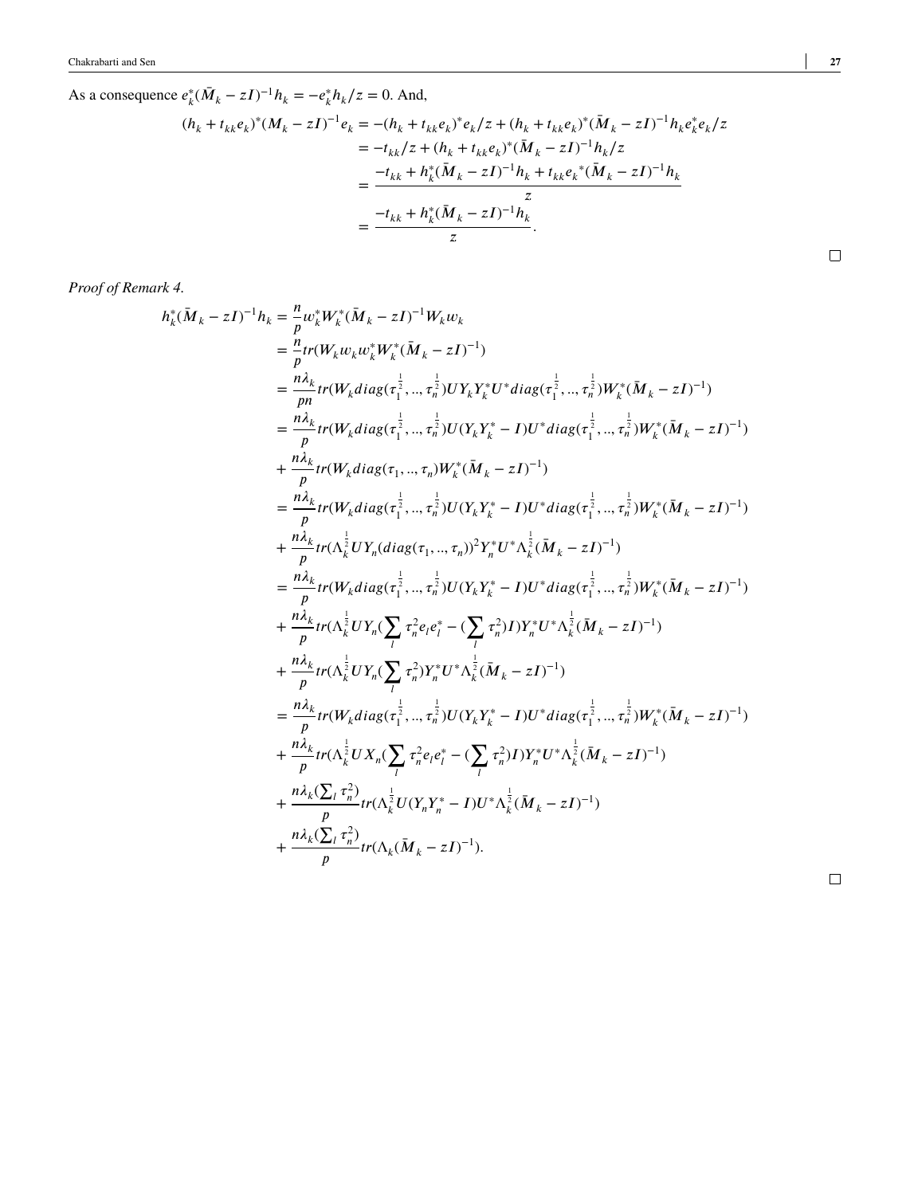As a consequence $e_k^*(\bar{M}_k - zI)^{-1}h_k = -e_k^* h_k/z = 0$. And,

$$
\begin{aligned}
(h_k + t_{kk}e_k)^*(M_k - zI)^{-1}e_k &= -(h_k + t_{kk}e_k)^* e_k/z + (h_k + t_{kk}e_k)^*(\bar{M}_k - zI)^{-1}h_k e_k^* e_k/z \\
&= -t_{kk}/z + (h_k + t_{kk}e_k)^*(\bar{M}_k - zI)^{-1}h_k/z \\
&= \frac{-t_{kk} + h_k^*(\bar{M}_k - zI)^{-1}h_k + t_{kk}{e_k}^*(\bar{M}_k - zI)^{-1}h_k}{z} \\
&= \frac{-t_{kk} + h_k^*(\bar{M}_k - zI)^{-1}h_k}{z}.
\end{aligned}
$$

□

*Proof of Remark 4.*

$$
\begin{aligned}
h_k^*(\bar{M}_k - zI)^{-1}h_k &= \frac{n}{p} w_k^* W_k^* (\bar{M}_k - zI)^{-1} W_k w_k \\
&= \frac{n}{p} tr(W_k w_k w_k^* W_k^* (\bar{M}_k - zI)^{-1}) \\
&= \frac{n\lambda_k}{pn} tr(W_k diag(\tau_1^{\frac{1}{2}}, .., \tau_n^{\frac{1}{2}}) U Y_k Y_k^* U^* diag(\tau_1^{\frac{1}{2}}, .., \tau_n^{\frac{1}{2}}) W_k^* (\bar{M}_k - zI)^{-1}) \\
&= \frac{n\lambda_k}{p} tr(W_k diag(\tau_1^{\frac{1}{2}}, .., \tau_n^{\frac{1}{2}}) U (Y_k Y_k^* - I) U^* diag(\tau_1^{\frac{1}{2}}, .., \tau_n^{\frac{1}{2}}) W_k^* (\bar{M}_k - zI)^{-1}) \\
&+ \frac{n\lambda_k}{p} tr(W_k diag(\tau_1, .., \tau_n) W_k^* (\bar{M}_k - zI)^{-1}) \\
&= \frac{n\lambda_k}{p} tr(W_k diag(\tau_1^{\frac{1}{2}}, .., \tau_n^{\frac{1}{2}}) U (Y_k Y_k^* - I) U^* diag(\tau_1^{\frac{1}{2}}, .., \tau_n^{\frac{1}{2}}) W_k^* (\bar{M}_k - zI)^{-1}) \\
&+ \frac{n\lambda_k}{p} tr(\Lambda_k^{\frac{1}{2}} U Y_n (diag(\tau_1, .., \tau_n))^2 Y_n^* U^* \Lambda_k^{\frac{1}{2}} (\bar{M}_k - zI)^{-1}) \\
&= \frac{n\lambda_k}{p} tr(W_k diag(\tau_1^{\frac{1}{2}}, .., \tau_n^{\frac{1}{2}}) U (Y_k Y_k^* - I) U^* diag(\tau_1^{\frac{1}{2}}, .., \tau_n^{\frac{1}{2}}) W_k^* (\bar{M}_k - zI)^{-1}) \\
&+ \frac{n\lambda_k}{p} tr(\Lambda_k^{\frac{1}{2}} U Y_n (\sum_l \tau_n^2 e_l e_l^* - (\sum_l \tau_n^2) I) Y_n^* U^* \Lambda_k^{\frac{1}{2}} (\bar{M}_k - zI)^{-1}) \\
&+ \frac{n\lambda_k}{p} tr(\Lambda_k^{\frac{1}{2}} U Y_n (\sum_l \tau_n^2) Y_n^* U^* \Lambda_k^{\frac{1}{2}} (\bar{M}_k - zI)^{-1}) \\
&= \frac{n\lambda_k}{p} tr(W_k diag(\tau_1^{\frac{1}{2}}, .., \tau_n^{\frac{1}{2}}) U (Y_k Y_k^* - I) U^* diag(\tau_1^{\frac{1}{2}}, .., \tau_n^{\frac{1}{2}}) W_k^* (\bar{M}_k - zI)^{-1}) \\
&+ \frac{n\lambda_k}{p} tr(\Lambda_k^{\frac{1}{2}} U X_n (\sum_l \tau_n^2 e_l e_l^* - (\sum_l \tau_n^2) I) Y_n^* U^* \Lambda_k^{\frac{1}{2}} (\bar{M}_k - zI)^{-1}) \\
&+ \frac{n\lambda_k (\sum_l \tau_n^2)}{p} tr(\Lambda_k^{\frac{1}{2}} U (Y_n Y_n^* - I) U^* \Lambda_k^{\frac{1}{2}} (\bar{M}_k - zI)^{-1}) \\
&+ \frac{n\lambda_k (\sum_l \tau_n^2)}{p} tr(\Lambda_k (\bar{M}_k - zI)^{-1}).
\end{aligned}
$$

□